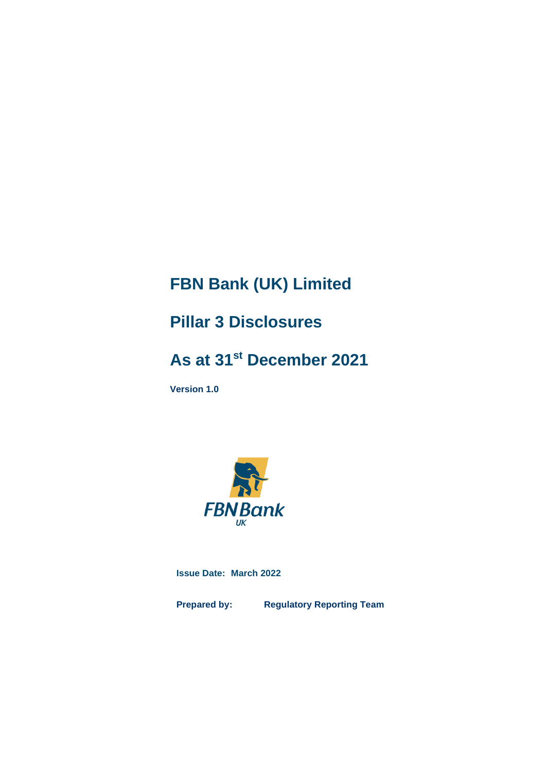# FBN Bank (UK) Limited

# Pillar 3 Disclosures

# As at 31st December 2021

**Version 1.0**

FBNBank UK

**Issue Date: March 2022**

**Prepared by:** **Regulatory Reporting Team**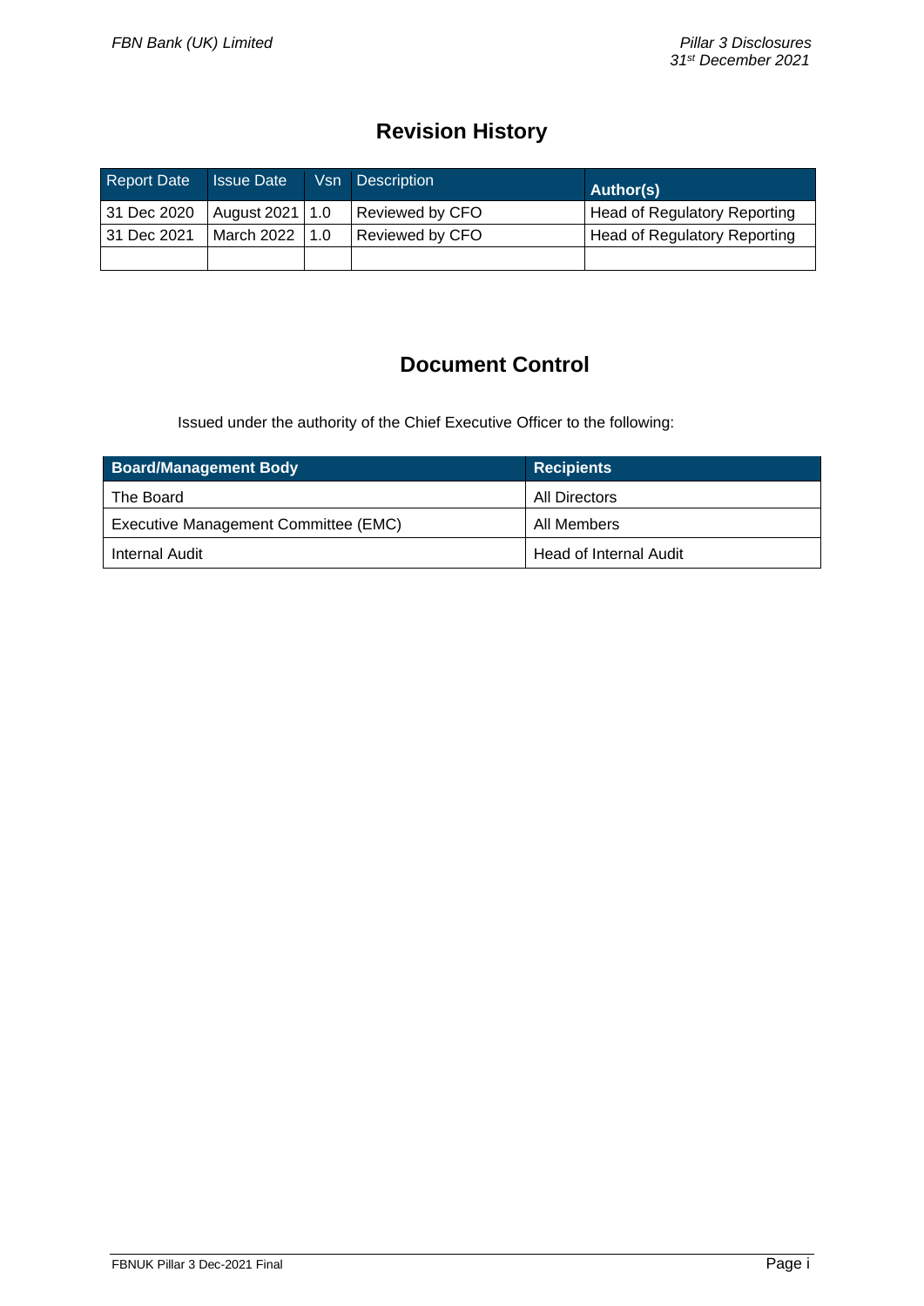# Revision History

| Report Date | Issue Date | Vsn | Description | Author(s) |
|---|---|---|---|---|
| 31 Dec 2020 | August 2021 | 1.0 | Reviewed by CFO | Head of Regulatory Reporting |
| 31 Dec 2021 | March 2022 | 1.0 | Reviewed by CFO | Head of Regulatory Reporting |
| | | | | |

# Document Control

Issued under the authority of the Chief Executive Officer to the following:

| Board/Management Body | Recipients |
|---|---|
| The Board | All Directors |
| Executive Management Committee (EMC) | All Members |
| Internal Audit | Head of Internal Audit |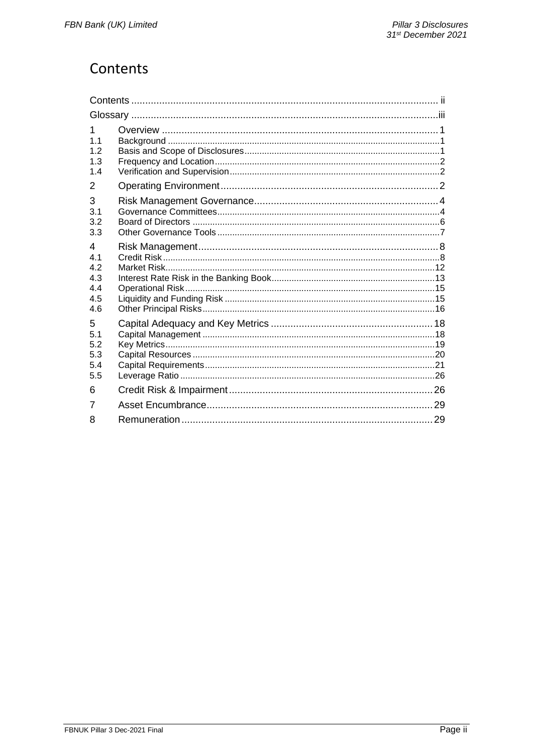# Contents

| | | |
|---|---|---|
| Contents | | ii |
| Glossary | | iii |
| 1 | Overview | 1 |
| 1.1 | Background | 1 |
| 1.2 | Basis and Scope of Disclosures | 1 |
| 1.3 | Frequency and Location | 2 |
| 1.4 | Verification and Supervision | 2 |
| 2 | Operating Environment | 2 |
| 3 | Risk Management Governance | 4 |
| 3.1 | Governance Committees | 4 |
| 3.2 | Board of Directors | 6 |
| 3.3 | Other Governance Tools | 7 |
| 4 | Risk Management | 8 |
| 4.1 | Credit Risk | 8 |
| 4.2 | Market Risk | 12 |
| 4.3 | Interest Rate Risk in the Banking Book | 13 |
| 4.4 | Operational Risk | 15 |
| 4.5 | Liquidity and Funding Risk | 15 |
| 4.6 | Other Principal Risks | 16 |
| 5 | Capital Adequacy and Key Metrics | 18 |
| 5.1 | Capital Management | 18 |
| 5.2 | Key Metrics | 19 |
| 5.3 | Capital Resources | 20 |
| 5.4 | Capital Requirements | 21 |
| 5.5 | Leverage Ratio | 26 |
| 6 | Credit Risk & Impairment | 26 |
| 7 | Asset Encumbrance | 29 |
| 8 | Remuneration | 29 |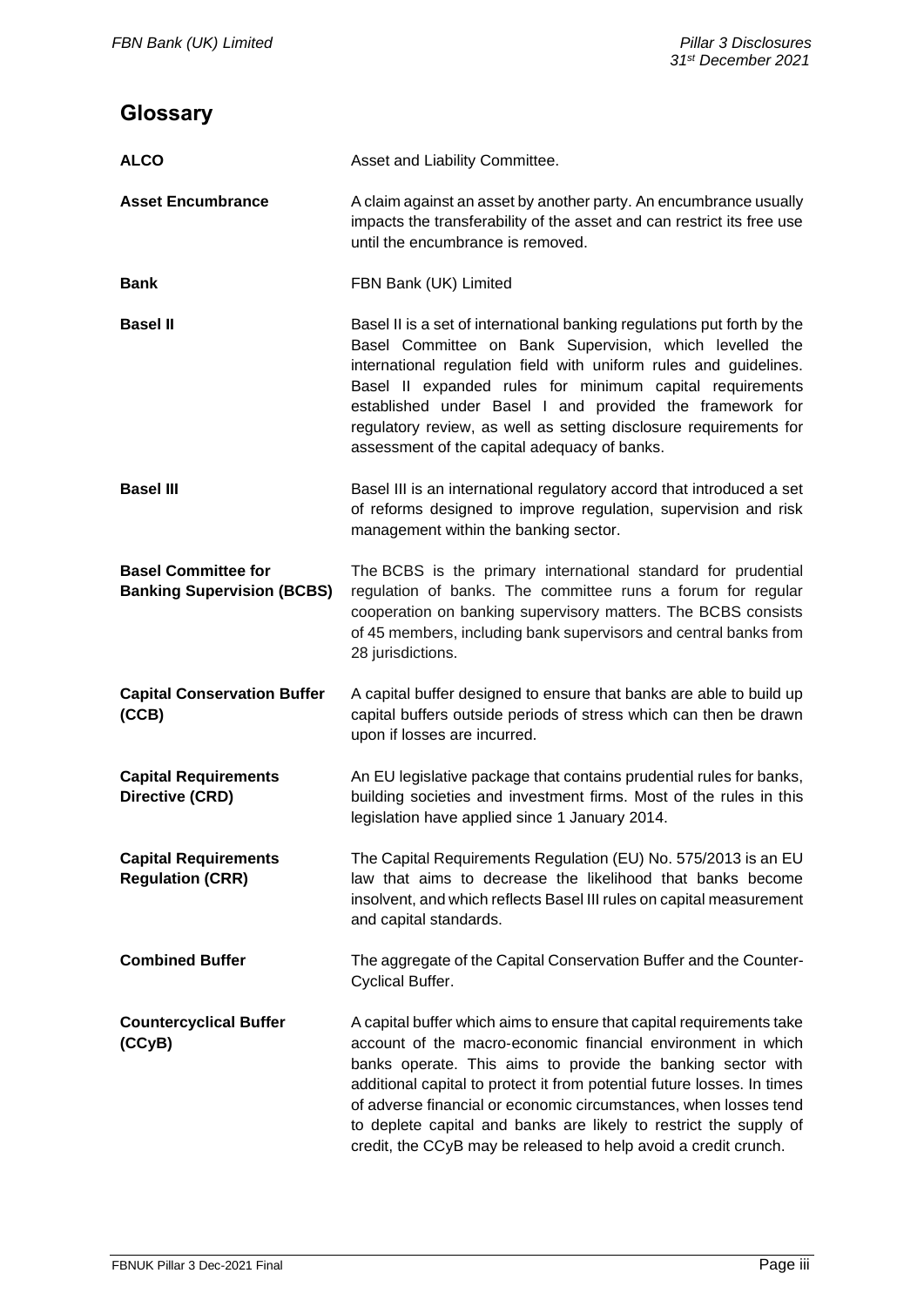# Glossary

**ALCO**
Asset and Liability Committee.

**Asset Encumbrance**
A claim against an asset by another party. An encumbrance usually impacts the transferability of the asset and can restrict its free use until the encumbrance is removed.

**Bank**
FBN Bank (UK) Limited

**Basel II**
Basel II is a set of international banking regulations put forth by the Basel Committee on Bank Supervision, which levelled the international regulation field with uniform rules and guidelines. Basel II expanded rules for minimum capital requirements established under Basel I and provided the framework for regulatory review, as well as setting disclosure requirements for assessment of the capital adequacy of banks.

**Basel III**
Basel III is an international regulatory accord that introduced a set of reforms designed to improve regulation, supervision and risk management within the banking sector.

**Basel Committee for Banking Supervision (BCBS)**
The BCBS is the primary international standard for prudential regulation of banks. The committee runs a forum for regular cooperation on banking supervisory matters. The BCBS consists of 45 members, including bank supervisors and central banks from 28 jurisdictions.

**Capital Conservation Buffer (CCB)**
A capital buffer designed to ensure that banks are able to build up capital buffers outside periods of stress which can then be drawn upon if losses are incurred.

**Capital Requirements Directive (CRD)**
An EU legislative package that contains prudential rules for banks, building societies and investment firms. Most of the rules in this legislation have applied since 1 January 2014.

**Capital Requirements Regulation (CRR)**
The Capital Requirements Regulation (EU) No. 575/2013 is an EU law that aims to decrease the likelihood that banks become insolvent, and which reflects Basel III rules on capital measurement and capital standards.

**Combined Buffer**
The aggregate of the Capital Conservation Buffer and the Counter-Cyclical Buffer.

**Countercyclical Buffer (CCyB)**
A capital buffer which aims to ensure that capital requirements take account of the macro-economic financial environment in which banks operate. This aims to provide the banking sector with additional capital to protect it from potential future losses. In times of adverse financial or economic circumstances, when losses tend to deplete capital and banks are likely to restrict the supply of credit, the CCyB may be released to help avoid a credit crunch.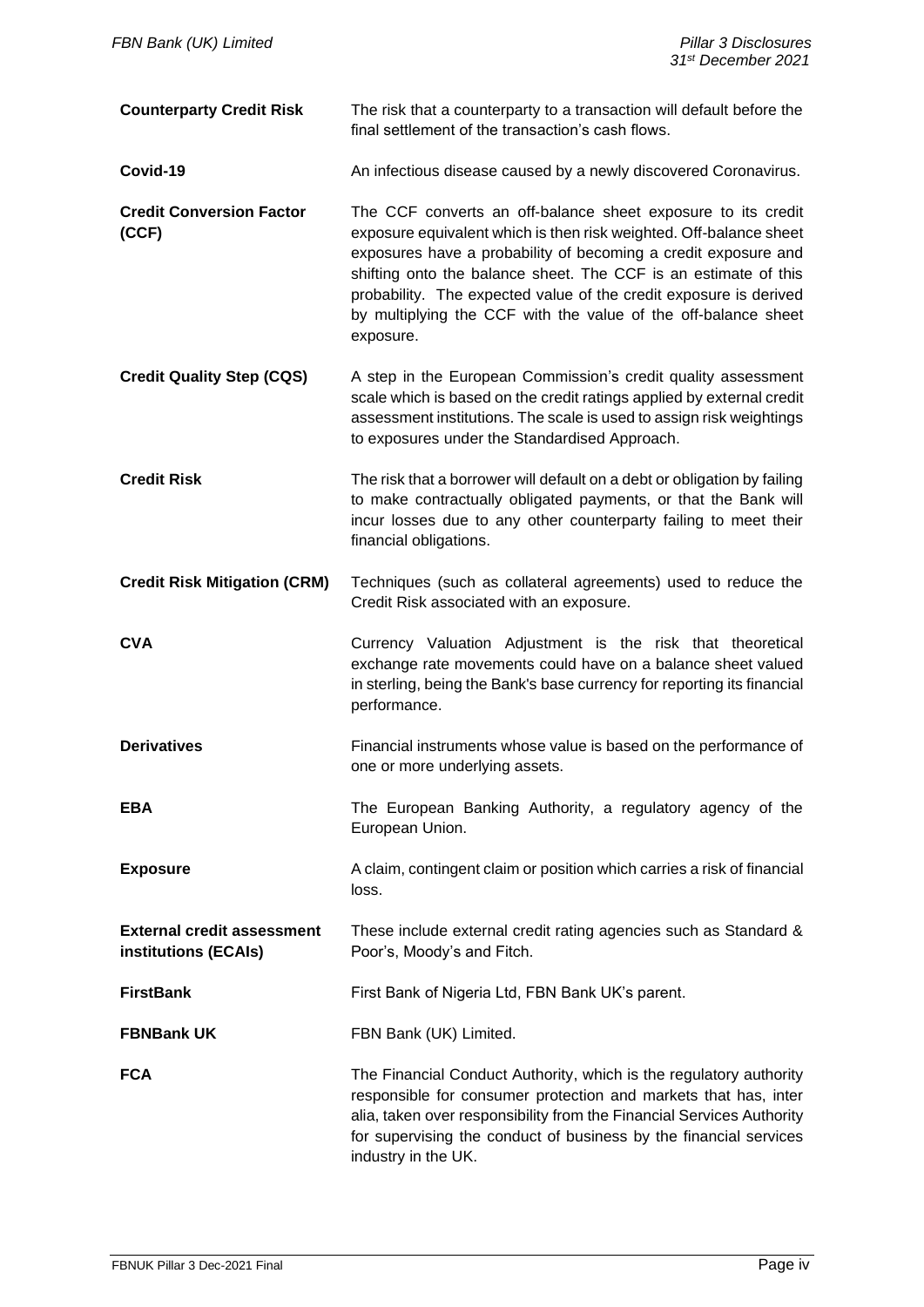| | |
|---|---|
| **Counterparty Credit Risk** | The risk that a counterparty to a transaction will default before the final settlement of the transaction's cash flows. |
| **Covid-19** | An infectious disease caused by a newly discovered Coronavirus. |
| **Credit Conversion Factor (CCF)** | The CCF converts an off-balance sheet exposure to its credit exposure equivalent which is then risk weighted. Off-balance sheet exposures have a probability of becoming a credit exposure and shifting onto the balance sheet. The CCF is an estimate of this probability. The expected value of the credit exposure is derived by multiplying the CCF with the value of the off-balance sheet exposure. |
| **Credit Quality Step (CQS)** | A step in the European Commission's credit quality assessment scale which is based on the credit ratings applied by external credit assessment institutions. The scale is used to assign risk weightings to exposures under the Standardised Approach. |
| **Credit Risk** | The risk that a borrower will default on a debt or obligation by failing to make contractually obligated payments, or that the Bank will incur losses due to any other counterparty failing to meet their financial obligations. |
| **Credit Risk Mitigation (CRM)** | Techniques (such as collateral agreements) used to reduce the Credit Risk associated with an exposure. |
| **CVA** | Currency Valuation Adjustment is the risk that theoretical exchange rate movements could have on a balance sheet valued in sterling, being the Bank's base currency for reporting its financial performance. |
| **Derivatives** | Financial instruments whose value is based on the performance of one or more underlying assets. |
| **EBA** | The European Banking Authority, a regulatory agency of the European Union. |
| **Exposure** | A claim, contingent claim or position which carries a risk of financial loss. |
| **External credit assessment institutions (ECAIs)** | These include external credit rating agencies such as Standard & Poor's, Moody's and Fitch. |
| **FirstBank** | First Bank of Nigeria Ltd, FBN Bank UK's parent. |
| **FBNBank UK** | FBN Bank (UK) Limited. |
| **FCA** | The Financial Conduct Authority, which is the regulatory authority responsible for consumer protection and markets that has, inter alia, taken over responsibility from the Financial Services Authority for supervising the conduct of business by the financial services industry in the UK. |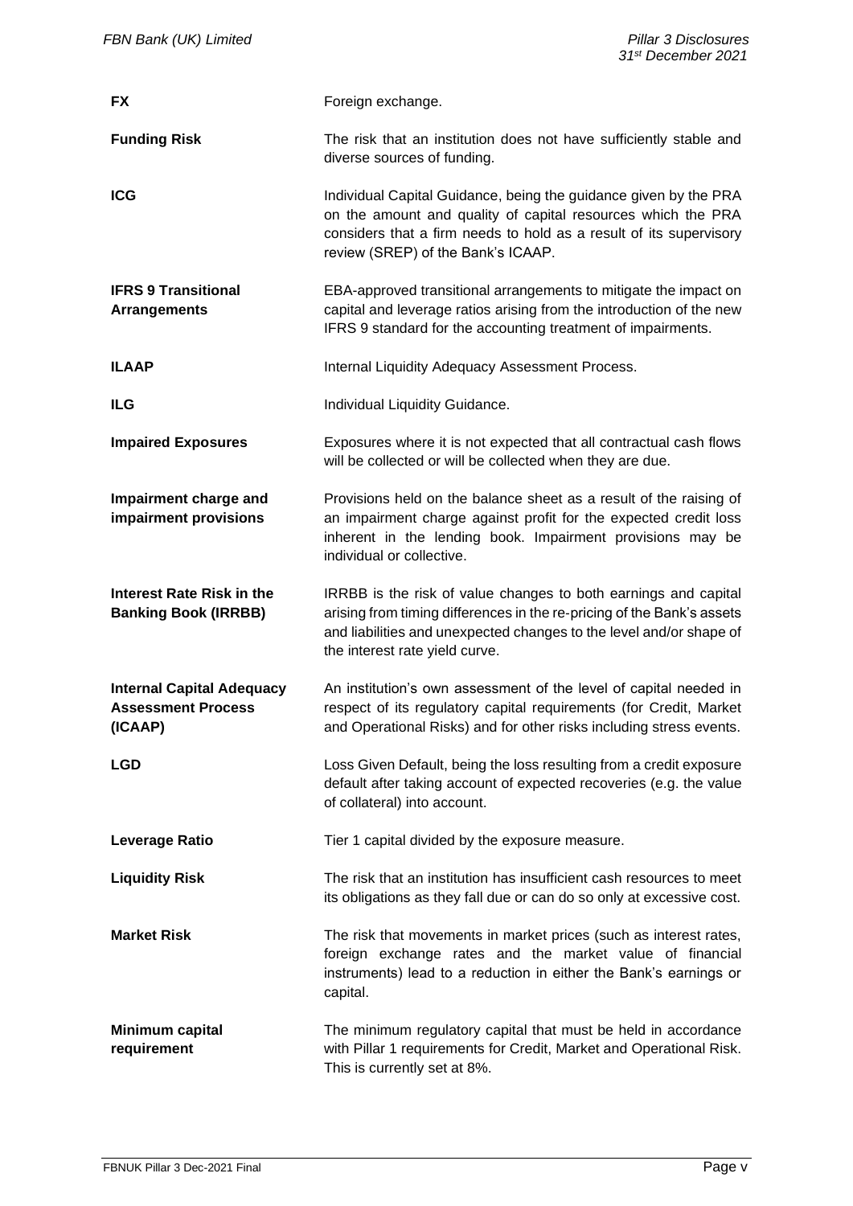| | |
|---|---|
| **FX** | Foreign exchange. |
| **Funding Risk** | The risk that an institution does not have sufficiently stable and diverse sources of funding. |
| **ICG** | Individual Capital Guidance, being the guidance given by the PRA on the amount and quality of capital resources which the PRA considers that a firm needs to hold as a result of its supervisory review (SREP) of the Bank's ICAAP. |
| **IFRS 9 Transitional Arrangements** | EBA-approved transitional arrangements to mitigate the impact on capital and leverage ratios arising from the introduction of the new IFRS 9 standard for the accounting treatment of impairments. |
| **ILAAP** | Internal Liquidity Adequacy Assessment Process. |
| **ILG** | Individual Liquidity Guidance. |
| **Impaired Exposures** | Exposures where it is not expected that all contractual cash flows will be collected or will be collected when they are due. |
| **Impairment charge and impairment provisions** | Provisions held on the balance sheet as a result of the raising of an impairment charge against profit for the expected credit loss inherent in the lending book. Impairment provisions may be individual or collective. |
| **Interest Rate Risk in the Banking Book (IRRBB)** | IRRBB is the risk of value changes to both earnings and capital arising from timing differences in the re-pricing of the Bank's assets and liabilities and unexpected changes to the level and/or shape of the interest rate yield curve. |
| **Internal Capital Adequacy Assessment Process (ICAAP)** | An institution's own assessment of the level of capital needed in respect of its regulatory capital requirements (for Credit, Market and Operational Risks) and for other risks including stress events. |
| **LGD** | Loss Given Default, being the loss resulting from a credit exposure default after taking account of expected recoveries (e.g. the value of collateral) into account. |
| **Leverage Ratio** | Tier 1 capital divided by the exposure measure. |
| **Liquidity Risk** | The risk that an institution has insufficient cash resources to meet its obligations as they fall due or can do so only at excessive cost. |
| **Market Risk** | The risk that movements in market prices (such as interest rates, foreign exchange rates and the market value of financial instruments) lead to a reduction in either the Bank's earnings or capital. |
| **Minimum capital requirement** | The minimum regulatory capital that must be held in accordance with Pillar 1 requirements for Credit, Market and Operational Risk. This is currently set at 8%. |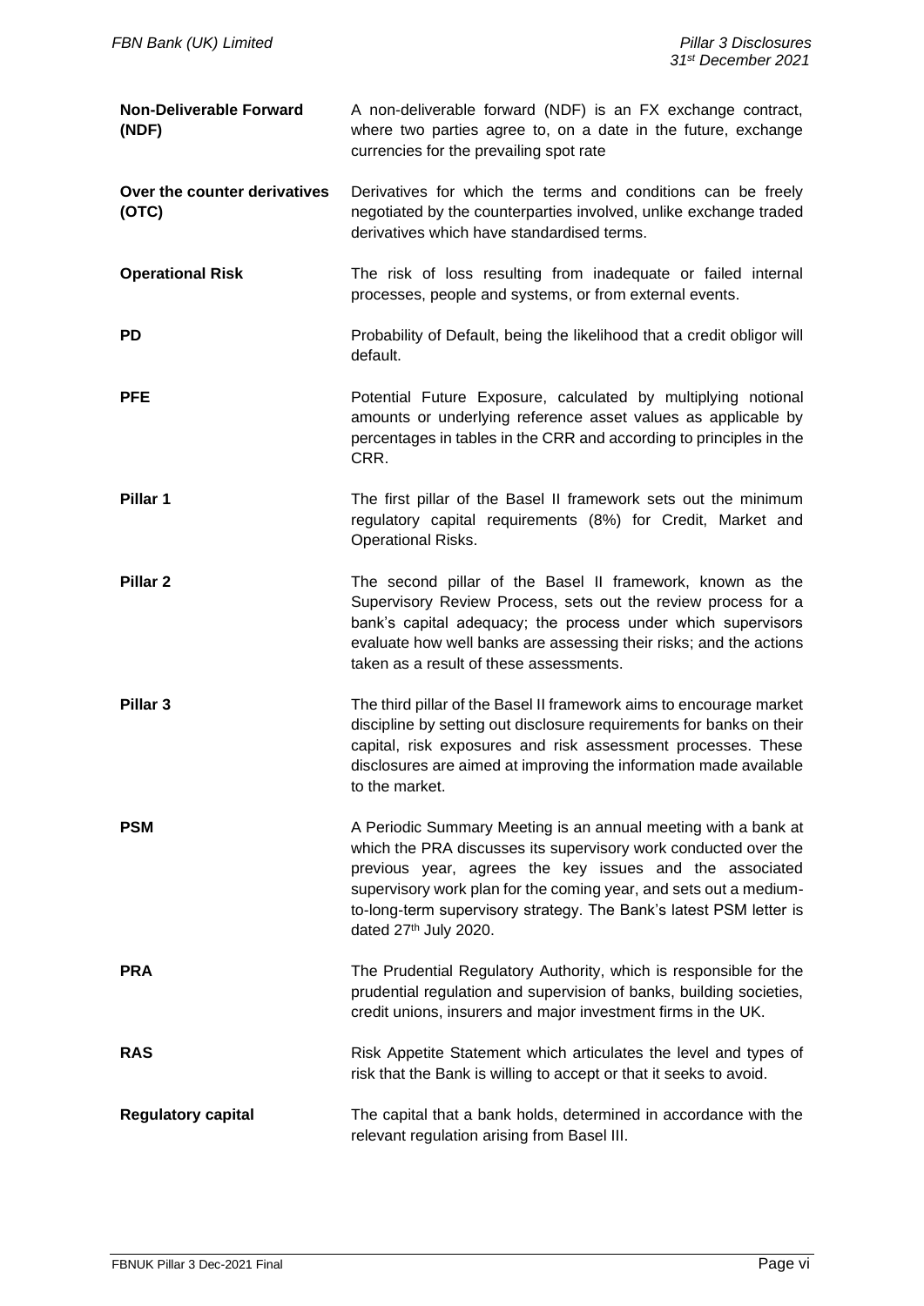| | |
|---|---|
| **Non-Deliverable Forward (NDF)** | A non-deliverable forward (NDF) is an FX exchange contract, where two parties agree to, on a date in the future, exchange currencies for the prevailing spot rate |
| **Over the counter derivatives (OTC)** | Derivatives for which the terms and conditions can be freely negotiated by the counterparties involved, unlike exchange traded derivatives which have standardised terms. |
| **Operational Risk** | The risk of loss resulting from inadequate or failed internal processes, people and systems, or from external events. |
| **PD** | Probability of Default, being the likelihood that a credit obligor will default. |
| **PFE** | Potential Future Exposure, calculated by multiplying notional amounts or underlying reference asset values as applicable by percentages in tables in the CRR and according to principles in the CRR. |
| **Pillar 1** | The first pillar of the Basel II framework sets out the minimum regulatory capital requirements (8%) for Credit, Market and Operational Risks. |
| **Pillar 2** | The second pillar of the Basel II framework, known as the Supervisory Review Process, sets out the review process for a bank's capital adequacy; the process under which supervisors evaluate how well banks are assessing their risks; and the actions taken as a result of these assessments. |
| **Pillar 3** | The third pillar of the Basel II framework aims to encourage market discipline by setting out disclosure requirements for banks on their capital, risk exposures and risk assessment processes. These disclosures are aimed at improving the information made available to the market. |
| **PSM** | A Periodic Summary Meeting is an annual meeting with a bank at which the PRA discusses its supervisory work conducted over the previous year, agrees the key issues and the associated supervisory work plan for the coming year, and sets out a medium-to-long-term supervisory strategy. The Bank's latest PSM letter is dated 27th July 2020. |
| **PRA** | The Prudential Regulatory Authority, which is responsible for the prudential regulation and supervision of banks, building societies, credit unions, insurers and major investment firms in the UK. |
| **RAS** | Risk Appetite Statement which articulates the level and types of risk that the Bank is willing to accept or that it seeks to avoid. |
| **Regulatory capital** | The capital that a bank holds, determined in accordance with the relevant regulation arising from Basel III. |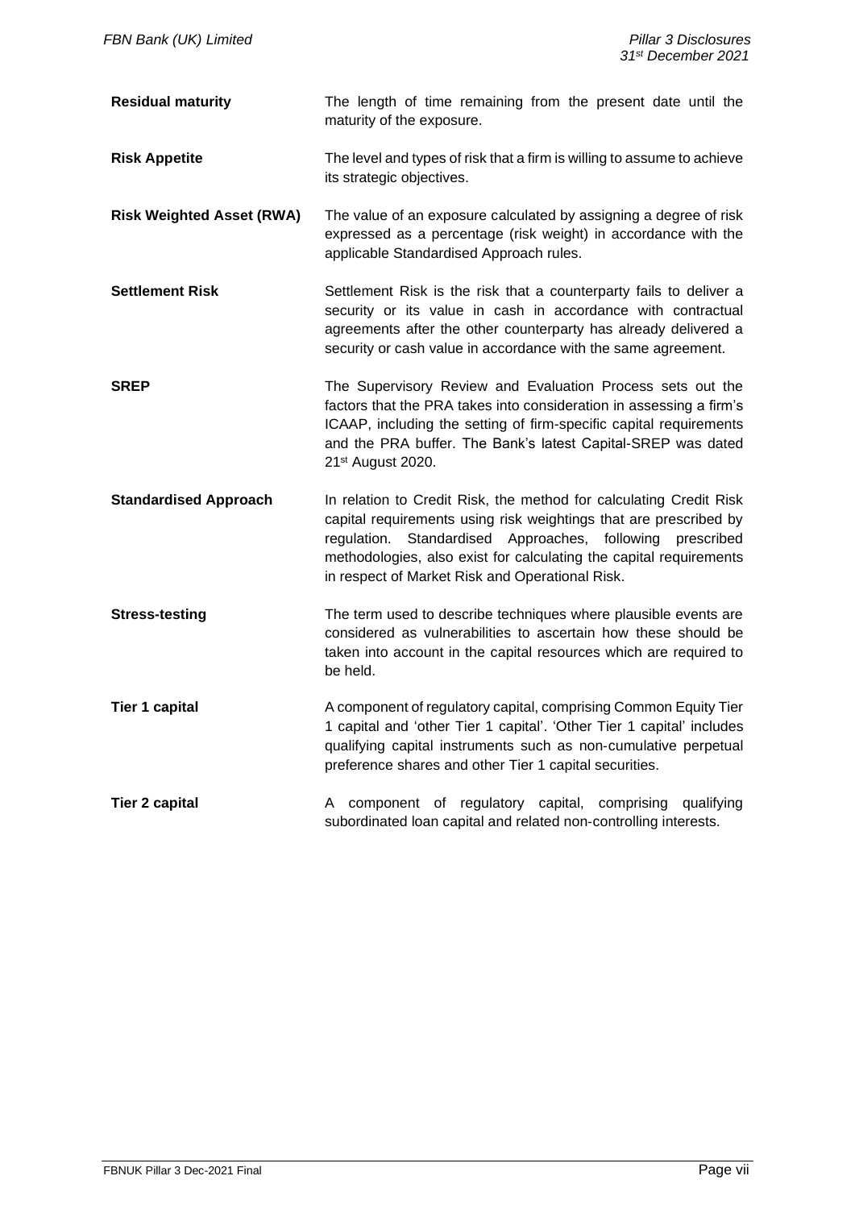| | |
|---|---|
| **Residual maturity** | The length of time remaining from the present date until the maturity of the exposure. |
| **Risk Appetite** | The level and types of risk that a firm is willing to assume to achieve its strategic objectives. |
| **Risk Weighted Asset (RWA)** | The value of an exposure calculated by assigning a degree of risk expressed as a percentage (risk weight) in accordance with the applicable Standardised Approach rules. |
| **Settlement Risk** | Settlement Risk is the risk that a counterparty fails to deliver a security or its value in cash in accordance with contractual agreements after the other counterparty has already delivered a security or cash value in accordance with the same agreement. |
| **SREP** | The Supervisory Review and Evaluation Process sets out the factors that the PRA takes into consideration in assessing a firm's ICAAP, including the setting of firm-specific capital requirements and the PRA buffer. The Bank's latest Capital-SREP was dated 21st August 2020. |
| **Standardised Approach** | In relation to Credit Risk, the method for calculating Credit Risk capital requirements using risk weightings that are prescribed by regulation. Standardised Approaches, following prescribed methodologies, also exist for calculating the capital requirements in respect of Market Risk and Operational Risk. |
| **Stress-testing** | The term used to describe techniques where plausible events are considered as vulnerabilities to ascertain how these should be taken into account in the capital resources which are required to be held. |
| **Tier 1 capital** | A component of regulatory capital, comprising Common Equity Tier 1 capital and 'other Tier 1 capital'. 'Other Tier 1 capital' includes qualifying capital instruments such as non-cumulative perpetual preference shares and other Tier 1 capital securities. |
| **Tier 2 capital** | A component of regulatory capital, comprising qualifying subordinated loan capital and related non-controlling interests. |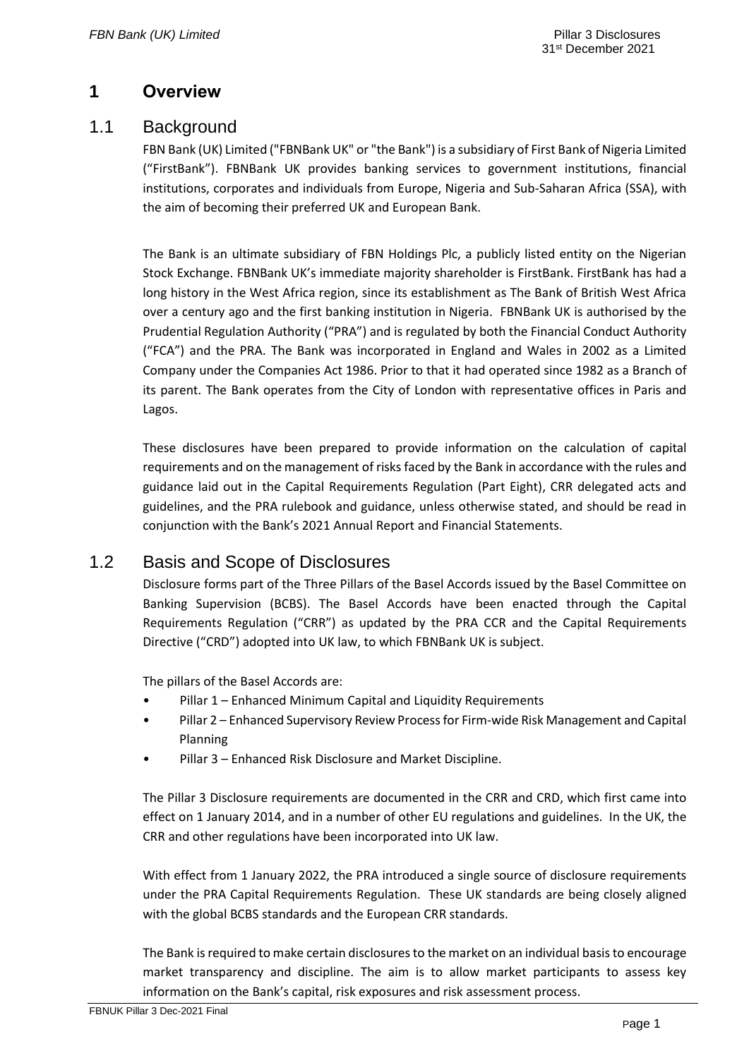# 1 Overview

## 1.1 Background

FBN Bank (UK) Limited ("FBNBank UK" or "the Bank") is a subsidiary of First Bank of Nigeria Limited ("FirstBank"). FBNBank UK provides banking services to government institutions, financial institutions, corporates and individuals from Europe, Nigeria and Sub-Saharan Africa (SSA), with the aim of becoming their preferred UK and European Bank.

The Bank is an ultimate subsidiary of FBN Holdings Plc, a publicly listed entity on the Nigerian Stock Exchange. FBNBank UK's immediate majority shareholder is FirstBank. FirstBank has had a long history in the West Africa region, since its establishment as The Bank of British West Africa over a century ago and the first banking institution in Nigeria. FBNBank UK is authorised by the Prudential Regulation Authority ("PRA") and is regulated by both the Financial Conduct Authority ("FCA") and the PRA. The Bank was incorporated in England and Wales in 2002 as a Limited Company under the Companies Act 1986. Prior to that it had operated since 1982 as a Branch of its parent. The Bank operates from the City of London with representative offices in Paris and Lagos.

These disclosures have been prepared to provide information on the calculation of capital requirements and on the management of risks faced by the Bank in accordance with the rules and guidance laid out in the Capital Requirements Regulation (Part Eight), CRR delegated acts and guidelines, and the PRA rulebook and guidance, unless otherwise stated, and should be read in conjunction with the Bank's 2021 Annual Report and Financial Statements.

## 1.2 Basis and Scope of Disclosures

Disclosure forms part of the Three Pillars of the Basel Accords issued by the Basel Committee on Banking Supervision (BCBS). The Basel Accords have been enacted through the Capital Requirements Regulation ("CRR") as updated by the PRA CCR and the Capital Requirements Directive ("CRD") adopted into UK law, to which FBNBank UK is subject.

The pillars of the Basel Accords are:

- Pillar 1 – Enhanced Minimum Capital and Liquidity Requirements
- Pillar 2 – Enhanced Supervisory Review Process for Firm-wide Risk Management and Capital Planning
- Pillar 3 – Enhanced Risk Disclosure and Market Discipline.

The Pillar 3 Disclosure requirements are documented in the CRR and CRD, which first came into effect on 1 January 2014, and in a number of other EU regulations and guidelines. In the UK, the CRR and other regulations have been incorporated into UK law.

With effect from 1 January 2022, the PRA introduced a single source of disclosure requirements under the PRA Capital Requirements Regulation. These UK standards are being closely aligned with the global BCBS standards and the European CRR standards.

The Bank is required to make certain disclosures to the market on an individual basis to encourage market transparency and discipline. The aim is to allow market participants to assess key information on the Bank's capital, risk exposures and risk assessment process.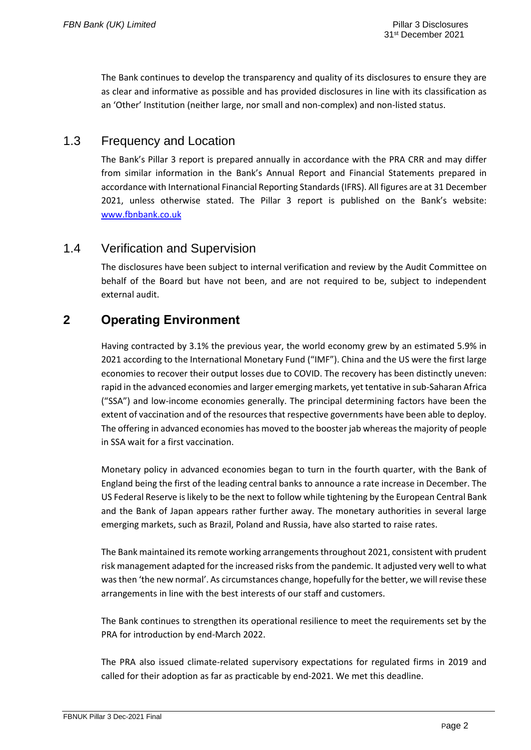The Bank continues to develop the transparency and quality of its disclosures to ensure they are as clear and informative as possible and has provided disclosures in line with its classification as an 'Other' Institution (neither large, nor small and non-complex) and non-listed status.

## 1.3 Frequency and Location

The Bank's Pillar 3 report is prepared annually in accordance with the PRA CRR and may differ from similar information in the Bank's Annual Report and Financial Statements prepared in accordance with International Financial Reporting Standards (IFRS). All figures are at 31 December 2021, unless otherwise stated. The Pillar 3 report is published on the Bank's website: www.fbnbank.co.uk

## 1.4 Verification and Supervision

The disclosures have been subject to internal verification and review by the Audit Committee on behalf of the Board but have not been, and are not required to be, subject to independent external audit.

# 2 Operating Environment

Having contracted by 3.1% the previous year, the world economy grew by an estimated 5.9% in 2021 according to the International Monetary Fund ("IMF"). China and the US were the first large economies to recover their output losses due to COVID. The recovery has been distinctly uneven: rapid in the advanced economies and larger emerging markets, yet tentative in sub-Saharan Africa ("SSA") and low-income economies generally. The principal determining factors have been the extent of vaccination and of the resources that respective governments have been able to deploy. The offering in advanced economies has moved to the booster jab whereas the majority of people in SSA wait for a first vaccination.

Monetary policy in advanced economies began to turn in the fourth quarter, with the Bank of England being the first of the leading central banks to announce a rate increase in December. The US Federal Reserve is likely to be the next to follow while tightening by the European Central Bank and the Bank of Japan appears rather further away. The monetary authorities in several large emerging markets, such as Brazil, Poland and Russia, have also started to raise rates.

The Bank maintained its remote working arrangements throughout 2021, consistent with prudent risk management adapted for the increased risks from the pandemic. It adjusted very well to what was then 'the new normal'. As circumstances change, hopefully for the better, we will revise these arrangements in line with the best interests of our staff and customers.

The Bank continues to strengthen its operational resilience to meet the requirements set by the PRA for introduction by end-March 2022.

The PRA also issued climate-related supervisory expectations for regulated firms in 2019 and called for their adoption as far as practicable by end-2021. We met this deadline.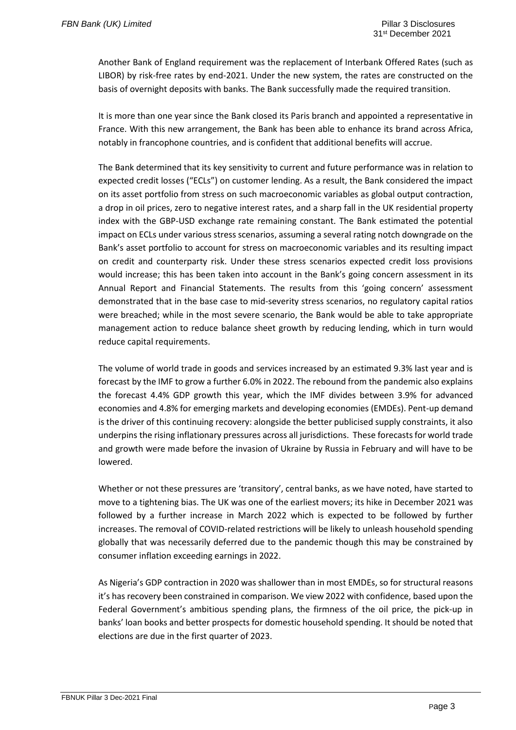Another Bank of England requirement was the replacement of Interbank Offered Rates (such as LIBOR) by risk-free rates by end-2021. Under the new system, the rates are constructed on the basis of overnight deposits with banks. The Bank successfully made the required transition.

It is more than one year since the Bank closed its Paris branch and appointed a representative in France. With this new arrangement, the Bank has been able to enhance its brand across Africa, notably in francophone countries, and is confident that additional benefits will accrue.

The Bank determined that its key sensitivity to current and future performance was in relation to expected credit losses ("ECLs") on customer lending. As a result, the Bank considered the impact on its asset portfolio from stress on such macroeconomic variables as global output contraction, a drop in oil prices, zero to negative interest rates, and a sharp fall in the UK residential property index with the GBP-USD exchange rate remaining constant. The Bank estimated the potential impact on ECLs under various stress scenarios, assuming a several rating notch downgrade on the Bank's asset portfolio to account for stress on macroeconomic variables and its resulting impact on credit and counterparty risk. Under these stress scenarios expected credit loss provisions would increase; this has been taken into account in the Bank's going concern assessment in its Annual Report and Financial Statements. The results from this 'going concern' assessment demonstrated that in the base case to mid-severity stress scenarios, no regulatory capital ratios were breached; while in the most severe scenario, the Bank would be able to take appropriate management action to reduce balance sheet growth by reducing lending, which in turn would reduce capital requirements.

The volume of world trade in goods and services increased by an estimated 9.3% last year and is forecast by the IMF to grow a further 6.0% in 2022. The rebound from the pandemic also explains the forecast 4.4% GDP growth this year, which the IMF divides between 3.9% for advanced economies and 4.8% for emerging markets and developing economies (EMDEs). Pent-up demand is the driver of this continuing recovery: alongside the better publicised supply constraints, it also underpins the rising inflationary pressures across all jurisdictions. These forecasts for world trade and growth were made before the invasion of Ukraine by Russia in February and will have to be lowered.

Whether or not these pressures are 'transitory', central banks, as we have noted, have started to move to a tightening bias. The UK was one of the earliest movers; its hike in December 2021 was followed by a further increase in March 2022 which is expected to be followed by further increases. The removal of COVID-related restrictions will be likely to unleash household spending globally that was necessarily deferred due to the pandemic though this may be constrained by consumer inflation exceeding earnings in 2022.

As Nigeria's GDP contraction in 2020 was shallower than in most EMDEs, so for structural reasons it's has recovery been constrained in comparison. We view 2022 with confidence, based upon the Federal Government's ambitious spending plans, the firmness of the oil price, the pick-up in banks' loan books and better prospects for domestic household spending. It should be noted that elections are due in the first quarter of 2023.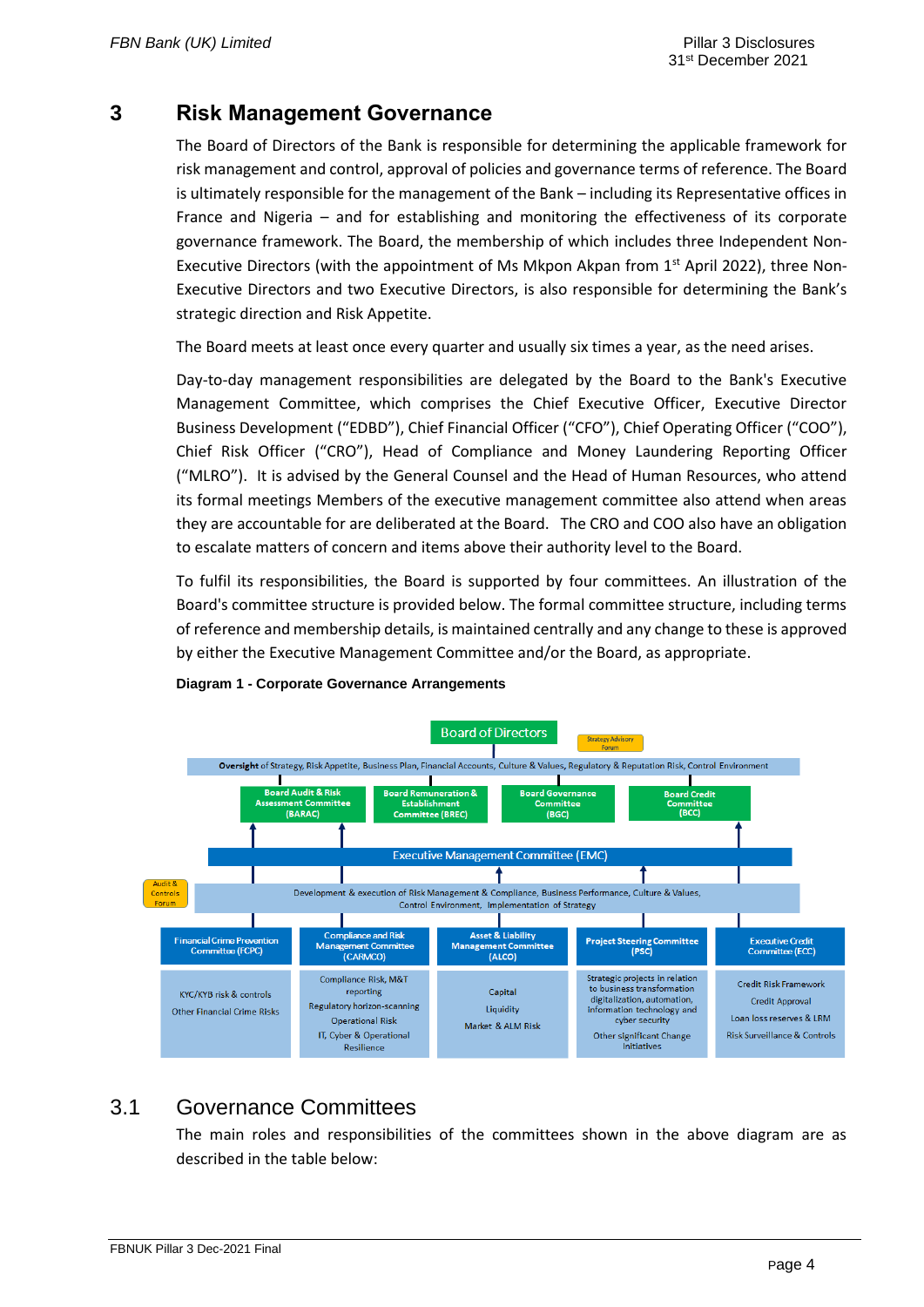# 3 Risk Management Governance

The Board of Directors of the Bank is responsible for determining the applicable framework for risk management and control, approval of policies and governance terms of reference. The Board is ultimately responsible for the management of the Bank – including its Representative offices in France and Nigeria – and for establishing and monitoring the effectiveness of its corporate governance framework. The Board, the membership of which includes three Independent Non-Executive Directors (with the appointment of Ms Mkpon Akpan from 1st April 2022), three Non-Executive Directors and two Executive Directors, is also responsible for determining the Bank's strategic direction and Risk Appetite.

The Board meets at least once every quarter and usually six times a year, as the need arises.

Day-to-day management responsibilities are delegated by the Board to the Bank's Executive Management Committee, which comprises the Chief Executive Officer, Executive Director Business Development ("EDBD"), Chief Financial Officer ("CFO"), Chief Operating Officer ("COO"), Chief Risk Officer ("CRO"), Head of Compliance and Money Laundering Reporting Officer ("MLRO"). It is advised by the General Counsel and the Head of Human Resources, who attend its formal meetings Members of the executive management committee also attend when areas they are accountable for are deliberated at the Board. The CRO and COO also have an obligation to escalate matters of concern and items above their authority level to the Board.

To fulfil its responsibilities, the Board is supported by four committees. An illustration of the Board's committee structure is provided below. The formal committee structure, including terms of reference and membership details, is maintained centrally and any change to these is approved by either the Executive Management Committee and/or the Board, as appropriate.

**Diagram 1 - Corporate Governance Arrangements**

Board of Directors

Strategy Advisory Forum

**Oversight** of Strategy, Risk Appetite, Business Plan, Financial Accounts, Culture & Values, Regulatory & Reputation Risk, Control Environment

- Board Audit & Risk Assessment Committee (BARAC)
- Board Remuneration & Establishment Committee (BREC)
- Board Governance Committee (BGC)
- Board Credit Committee (BCC)

Executive Management Committee (EMC)

Audit & Controls Forum

Development & execution of Risk Management & Compliance, Business Performance, Culture & Values, Control Environment, Implementation of Strategy

| Financial Crime Prevention Committee (FCPC) | Compliance and Risk Management Committee (CARMCO) | Asset & Liability Management Committee (ALCO) | Project Steering Committee (PSC) | Executive Credit Committee (ECC) |
|---|---|---|---|---|
| KYC/KYB risk & controls<br>Other Financial Crime Risks | Compliance Risk, M&T reporting<br>Regulatory horizon-scanning<br>Operational Risk<br>IT, Cyber & Operational Resilience | Capital<br>Liquidity<br>Market & ALM Risk | Strategic projects in relation to business transformation digitalization, automation, information technology and cyber security<br>Other significant Change initiatives | Credit Risk Framework<br>Credit Approval<br>Loan loss reserves & LRM<br>Risk Surveillance & Controls |

## 3.1 Governance Committees

The main roles and responsibilities of the committees shown in the above diagram are as described in the table below: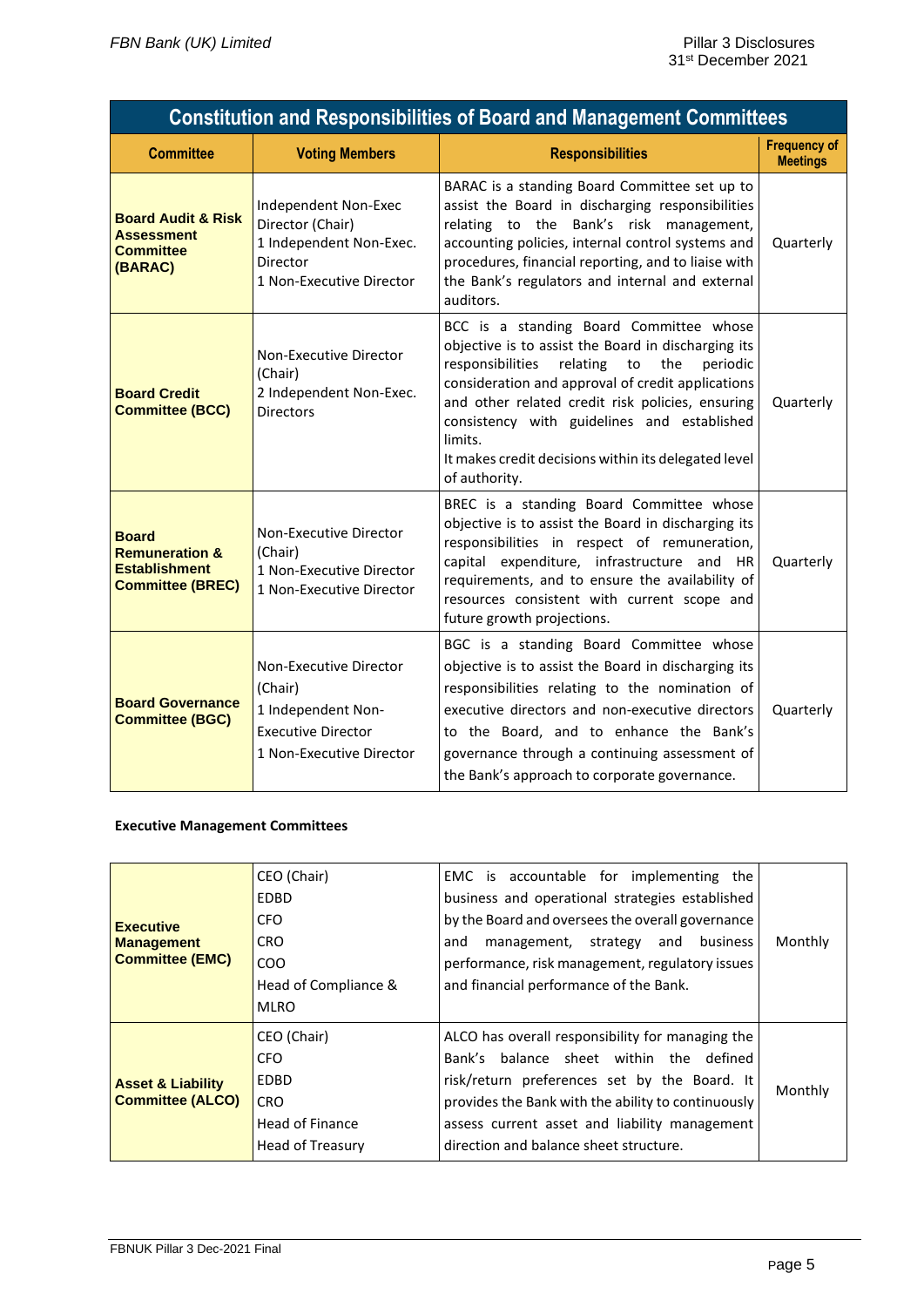| Constitution and Responsibilities of Board and Management Committees | | | |
|---|---|---|---|
| **Committee** | **Voting Members** | **Responsibilities** | **Frequency of Meetings** |
| **Board Audit & Risk Assessment Committee (BARAC)** | Independent Non-Exec Director (Chair)<br>1 Independent Non-Exec. Director<br>1 Non-Executive Director | BARAC is a standing Board Committee set up to assist the Board in discharging responsibilities relating to the Bank's risk management, accounting policies, internal control systems and procedures, financial reporting, and to liaise with the Bank's regulators and internal and external auditors. | Quarterly |
| **Board Credit Committee (BCC)** | Non-Executive Director (Chair)<br>2 Independent Non-Exec. Directors | BCC is a standing Board Committee whose objective is to assist the Board in discharging its responsibilities relating to the periodic consideration and approval of credit applications and other related credit risk policies, ensuring consistency with guidelines and established limits.<br>It makes credit decisions within its delegated level of authority. | Quarterly |
| **Board Remuneration & Establishment Committee (BREC)** | Non-Executive Director (Chair)<br>1 Non-Executive Director<br>1 Non-Executive Director | BREC is a standing Board Committee whose objective is to assist the Board in discharging its responsibilities in respect of remuneration, capital expenditure, infrastructure and HR requirements, and to ensure the availability of resources consistent with current scope and future growth projections. | Quarterly |
| **Board Governance Committee (BGC)** | Non-Executive Director (Chair)<br>1 Independent Non-Executive Director<br>1 Non-Executive Director | BGC is a standing Board Committee whose objective is to assist the Board in discharging its responsibilities relating to the nomination of executive directors and non-executive directors to the Board, and to enhance the Bank's governance through a continuing assessment of the Bank's approach to corporate governance. | Quarterly |

**Executive Management Committees**

| Committee | Voting Members | Responsibilities | Frequency of Meetings |
|---|---|---|---|
| **Executive Management Committee (EMC)** | CEO (Chair)<br>EDBD<br>CFO<br>CRO<br>COO<br>Head of Compliance & MLRO | EMC is accountable for implementing the business and operational strategies established by the Board and oversees the overall governance and management, strategy and business performance, risk management, regulatory issues and financial performance of the Bank. | Monthly |
| **Asset & Liability Committee (ALCO)** | CEO (Chair)<br>CFO<br>EDBD<br>CRO<br>Head of Finance<br>Head of Treasury | ALCO has overall responsibility for managing the Bank's balance sheet within the defined risk/return preferences set by the Board. It provides the Bank with the ability to continuously assess current asset and liability management direction and balance sheet structure. | Monthly |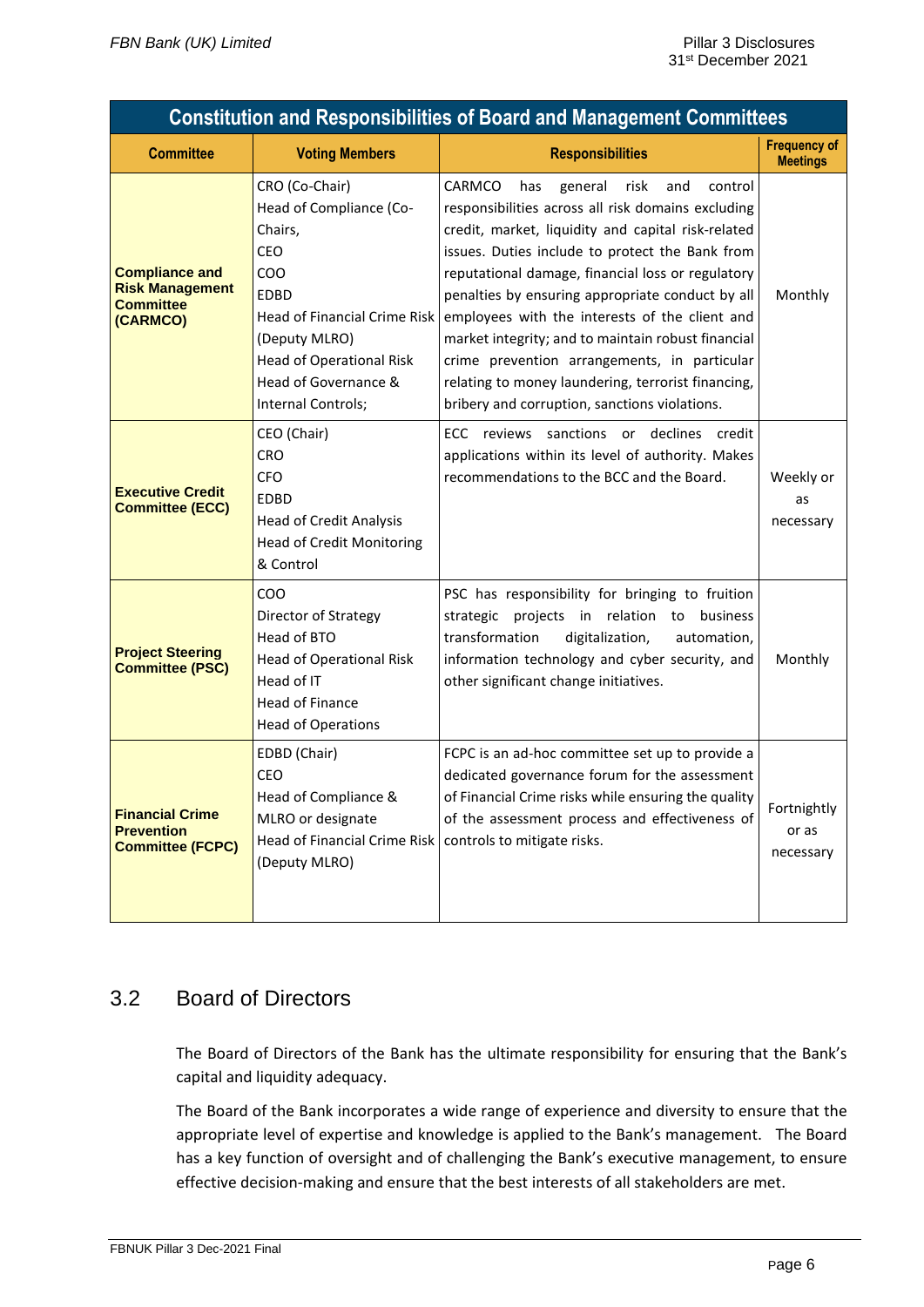| Constitution and Responsibilities of Board and Management Committees | | | |
|---|---|---|---|
| **Committee** | **Voting Members** | **Responsibilities** | **Frequency of Meetings** |
| **Compliance and Risk Management Committee (CARMCO)** | CRO (Co-Chair)<br>Head of Compliance (Co-Chairs,<br>CEO<br>COO<br>EDBD<br>Head of Financial Crime Risk (Deputy MLRO)<br>Head of Operational Risk<br>Head of Governance & Internal Controls; | CARMCO has general risk and control responsibilities across all risk domains excluding credit, market, liquidity and capital risk-related issues. Duties include to protect the Bank from reputational damage, financial loss or regulatory penalties by ensuring appropriate conduct by all employees with the interests of the client and market integrity; and to maintain robust financial crime prevention arrangements, in particular relating to money laundering, terrorist financing, bribery and corruption, sanctions violations. | Monthly |
| **Executive Credit Committee (ECC)** | CEO (Chair)<br>CRO<br>CFO<br>EDBD<br>Head of Credit Analysis<br>Head of Credit Monitoring & Control | ECC reviews sanctions or declines credit applications within its level of authority. Makes recommendations to the BCC and the Board. | Weekly or as necessary |
| **Project Steering Committee (PSC)** | COO<br>Director of Strategy<br>Head of BTO<br>Head of Operational Risk<br>Head of IT<br>Head of Finance<br>Head of Operations | PSC has responsibility for bringing to fruition strategic projects in relation to business transformation digitalization, automation, information technology and cyber security, and other significant change initiatives. | Monthly |
| **Financial Crime Prevention Committee (FCPC)** | EDBD (Chair)<br>CEO<br>Head of Compliance & MLRO or designate<br>Head of Financial Crime Risk (Deputy MLRO) | FCPC is an ad-hoc committee set up to provide a dedicated governance forum for the assessment of Financial Crime risks while ensuring the quality of the assessment process and effectiveness of controls to mitigate risks. | Fortnightly or as necessary |

## 3.2 Board of Directors

The Board of Directors of the Bank has the ultimate responsibility for ensuring that the Bank's capital and liquidity adequacy.

The Board of the Bank incorporates a wide range of experience and diversity to ensure that the appropriate level of expertise and knowledge is applied to the Bank's management. The Board has a key function of oversight and of challenging the Bank's executive management, to ensure effective decision-making and ensure that the best interests of all stakeholders are met.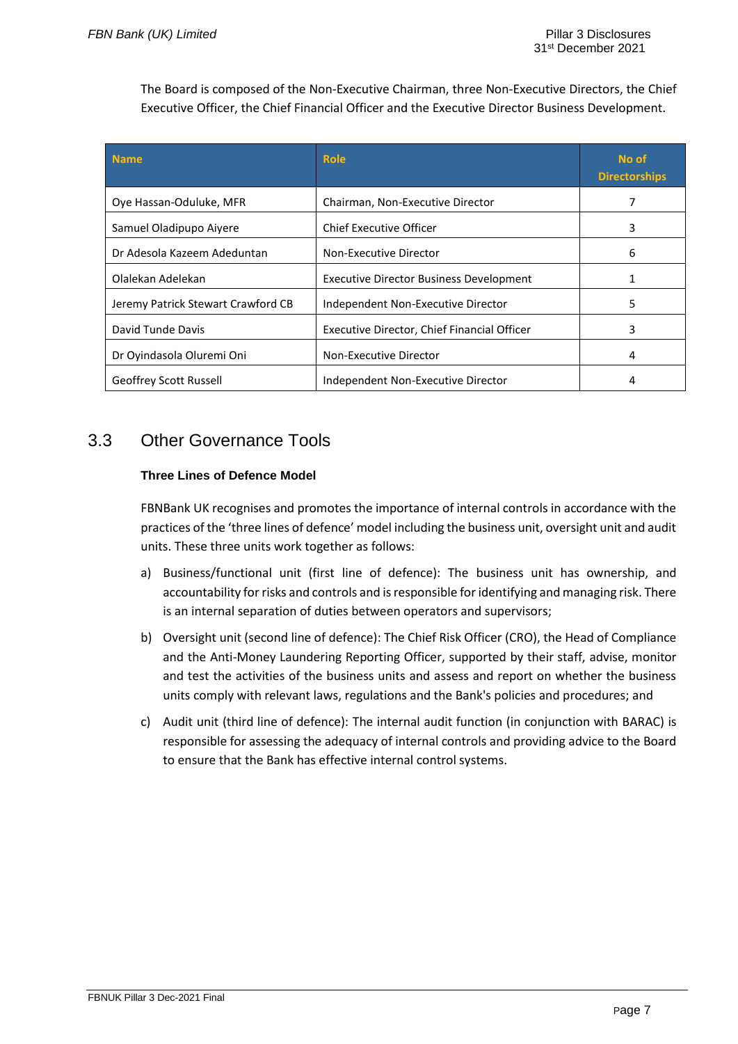The Board is composed of the Non-Executive Chairman, three Non-Executive Directors, the Chief Executive Officer, the Chief Financial Officer and the Executive Director Business Development.

| Name | Role | No of Directorships |
|---|---|---|
| Oye Hassan-Oduluke, MFR | Chairman, Non-Executive Director | 7 |
| Samuel Oladipupo Aiyere | Chief Executive Officer | 3 |
| Dr Adesola Kazeem Adeduntan | Non-Executive Director | 6 |
| Olalekan Adelekan | Executive Director Business Development | 1 |
| Jeremy Patrick Stewart Crawford CB | Independent Non-Executive Director | 5 |
| David Tunde Davis | Executive Director, Chief Financial Officer | 3 |
| Dr Oyindasola Oluremi Oni | Non-Executive Director | 4 |
| Geoffrey Scott Russell | Independent Non-Executive Director | 4 |

## 3.3 Other Governance Tools

**Three Lines of Defence Model**

FBNBank UK recognises and promotes the importance of internal controls in accordance with the practices of the 'three lines of defence' model including the business unit, oversight unit and audit units. These three units work together as follows:

a) Business/functional unit (first line of defence): The business unit has ownership, and accountability for risks and controls and is responsible for identifying and managing risk. There is an internal separation of duties between operators and supervisors;

b) Oversight unit (second line of defence): The Chief Risk Officer (CRO), the Head of Compliance and the Anti-Money Laundering Reporting Officer, supported by their staff, advise, monitor and test the activities of the business units and assess and report on whether the business units comply with relevant laws, regulations and the Bank's policies and procedures; and

c) Audit unit (third line of defence): The internal audit function (in conjunction with BARAC) is responsible for assessing the adequacy of internal controls and providing advice to the Board to ensure that the Bank has effective internal control systems.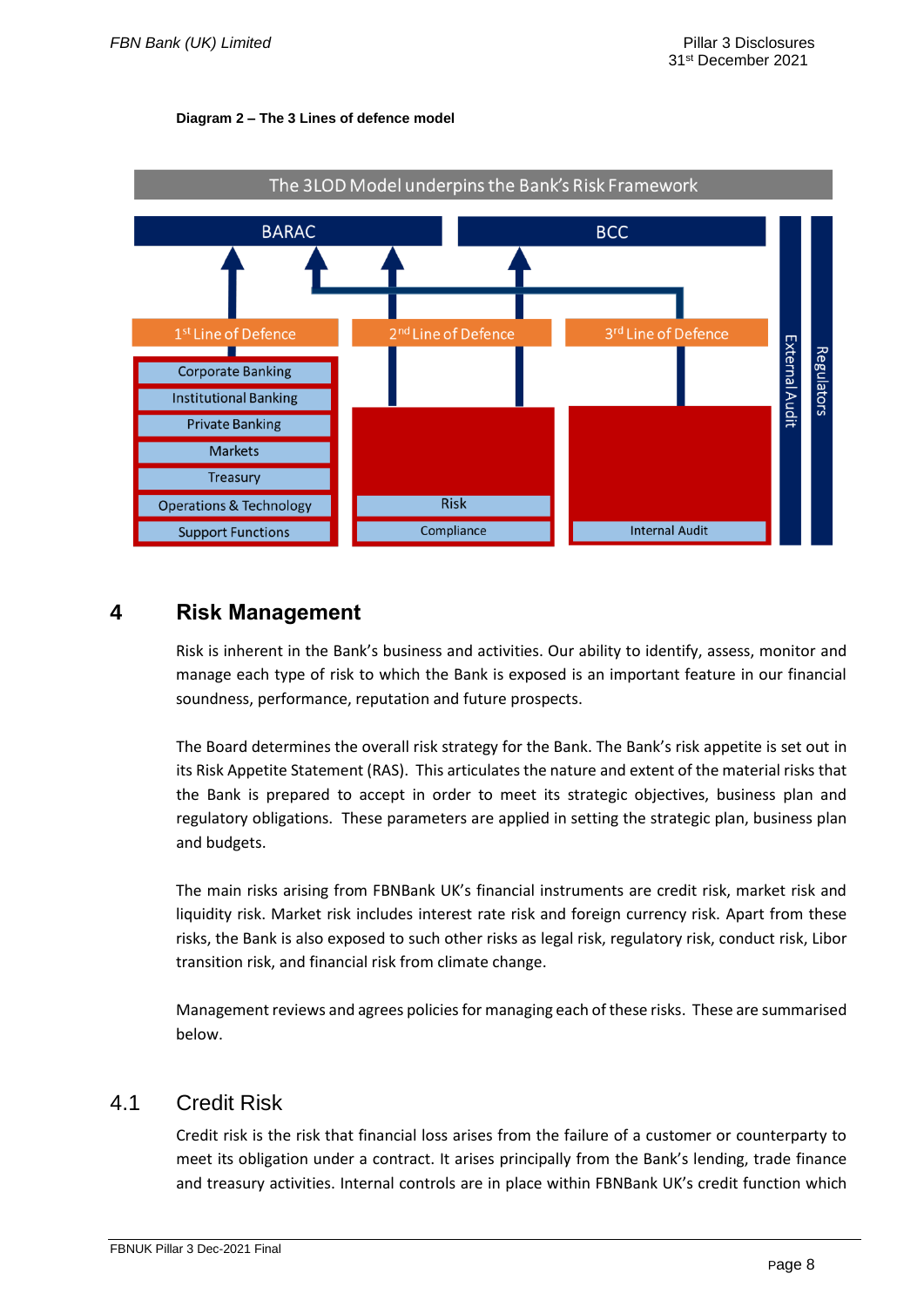**Diagram 2 – The 3 Lines of defence model**

The 3LOD Model underpins the Bank's Risk Framework

BARAC

BCC

1st Line of Defence

- Corporate Banking
- Institutional Banking
- Private Banking
- Markets
- Treasury
- Operations & Technology
- Support Functions

2nd Line of Defence

- Risk
- Compliance

3rd Line of Defence

- Internal Audit

External Audit

Regulators

# 4 Risk Management

Risk is inherent in the Bank's business and activities. Our ability to identify, assess, monitor and manage each type of risk to which the Bank is exposed is an important feature in our financial soundness, performance, reputation and future prospects.

The Board determines the overall risk strategy for the Bank. The Bank's risk appetite is set out in its Risk Appetite Statement (RAS). This articulates the nature and extent of the material risks that the Bank is prepared to accept in order to meet its strategic objectives, business plan and regulatory obligations. These parameters are applied in setting the strategic plan, business plan and budgets.

The main risks arising from FBNBank UK's financial instruments are credit risk, market risk and liquidity risk. Market risk includes interest rate risk and foreign currency risk. Apart from these risks, the Bank is also exposed to such other risks as legal risk, regulatory risk, conduct risk, Libor transition risk, and financial risk from climate change.

Management reviews and agrees policies for managing each of these risks. These are summarised below.

## 4.1 Credit Risk

Credit risk is the risk that financial loss arises from the failure of a customer or counterparty to meet its obligation under a contract. It arises principally from the Bank's lending, trade finance and treasury activities. Internal controls are in place within FBNBank UK's credit function which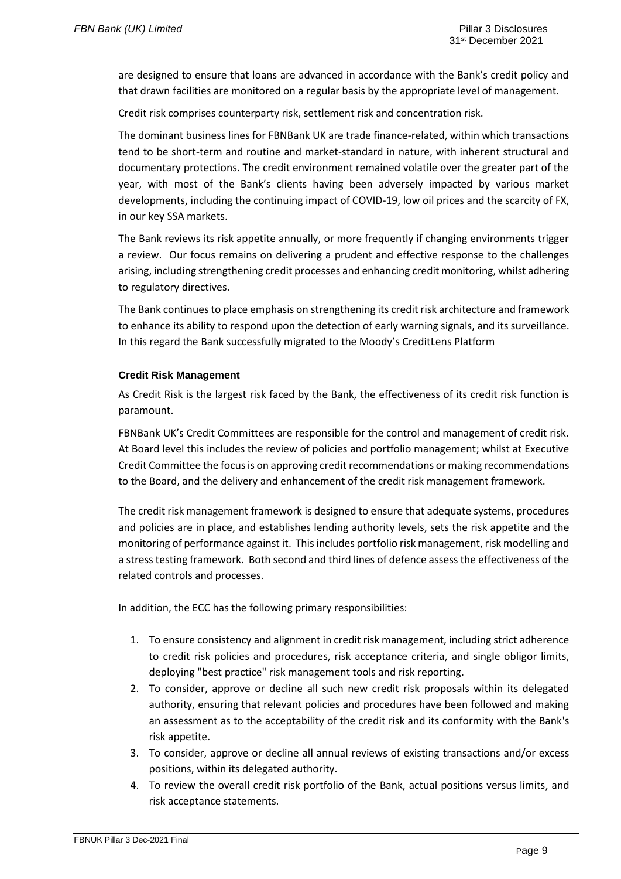are designed to ensure that loans are advanced in accordance with the Bank's credit policy and that drawn facilities are monitored on a regular basis by the appropriate level of management.

Credit risk comprises counterparty risk, settlement risk and concentration risk.

The dominant business lines for FBNBank UK are trade finance-related, within which transactions tend to be short-term and routine and market-standard in nature, with inherent structural and documentary protections. The credit environment remained volatile over the greater part of the year, with most of the Bank's clients having been adversely impacted by various market developments, including the continuing impact of COVID-19, low oil prices and the scarcity of FX, in our key SSA markets.

The Bank reviews its risk appetite annually, or more frequently if changing environments trigger a review. Our focus remains on delivering a prudent and effective response to the challenges arising, including strengthening credit processes and enhancing credit monitoring, whilst adhering to regulatory directives.

The Bank continues to place emphasis on strengthening its credit risk architecture and framework to enhance its ability to respond upon the detection of early warning signals, and its surveillance. In this regard the Bank successfully migrated to the Moody's CreditLens Platform

### Credit Risk Management

As Credit Risk is the largest risk faced by the Bank, the effectiveness of its credit risk function is paramount.

FBNBank UK's Credit Committees are responsible for the control and management of credit risk. At Board level this includes the review of policies and portfolio management; whilst at Executive Credit Committee the focus is on approving credit recommendations or making recommendations to the Board, and the delivery and enhancement of the credit risk management framework.

The credit risk management framework is designed to ensure that adequate systems, procedures and policies are in place, and establishes lending authority levels, sets the risk appetite and the monitoring of performance against it. This includes portfolio risk management, risk modelling and a stress testing framework. Both second and third lines of defence assess the effectiveness of the related controls and processes.

In addition, the ECC has the following primary responsibilities:

1. To ensure consistency and alignment in credit risk management, including strict adherence to credit risk policies and procedures, risk acceptance criteria, and single obligor limits, deploying "best practice" risk management tools and risk reporting.
2. To consider, approve or decline all such new credit risk proposals within its delegated authority, ensuring that relevant policies and procedures have been followed and making an assessment as to the acceptability of the credit risk and its conformity with the Bank's risk appetite.
3. To consider, approve or decline all annual reviews of existing transactions and/or excess positions, within its delegated authority.
4. To review the overall credit risk portfolio of the Bank, actual positions versus limits, and risk acceptance statements.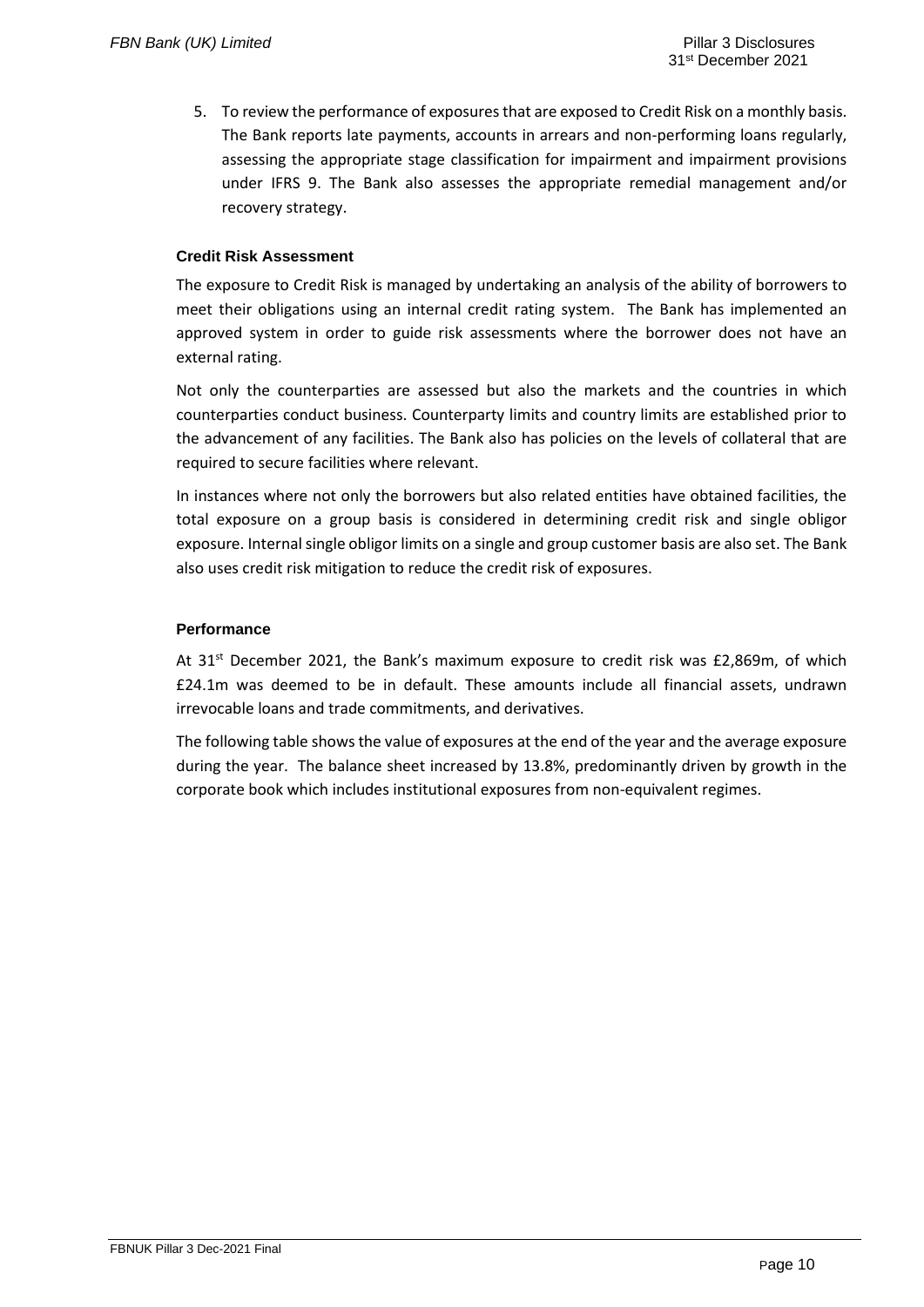5. To review the performance of exposures that are exposed to Credit Risk on a monthly basis. The Bank reports late payments, accounts in arrears and non-performing loans regularly, assessing the appropriate stage classification for impairment and impairment provisions under IFRS 9. The Bank also assesses the appropriate remedial management and/or recovery strategy.

### Credit Risk Assessment

The exposure to Credit Risk is managed by undertaking an analysis of the ability of borrowers to meet their obligations using an internal credit rating system. The Bank has implemented an approved system in order to guide risk assessments where the borrower does not have an external rating.

Not only the counterparties are assessed but also the markets and the countries in which counterparties conduct business. Counterparty limits and country limits are established prior to the advancement of any facilities. The Bank also has policies on the levels of collateral that are required to secure facilities where relevant.

In instances where not only the borrowers but also related entities have obtained facilities, the total exposure on a group basis is considered in determining credit risk and single obligor exposure. Internal single obligor limits on a single and group customer basis are also set. The Bank also uses credit risk mitigation to reduce the credit risk of exposures.

### Performance

At 31st December 2021, the Bank's maximum exposure to credit risk was £2,869m, of which £24.1m was deemed to be in default. These amounts include all financial assets, undrawn irrevocable loans and trade commitments, and derivatives.

The following table shows the value of exposures at the end of the year and the average exposure during the year. The balance sheet increased by 13.8%, predominantly driven by growth in the corporate book which includes institutional exposures from non-equivalent regimes.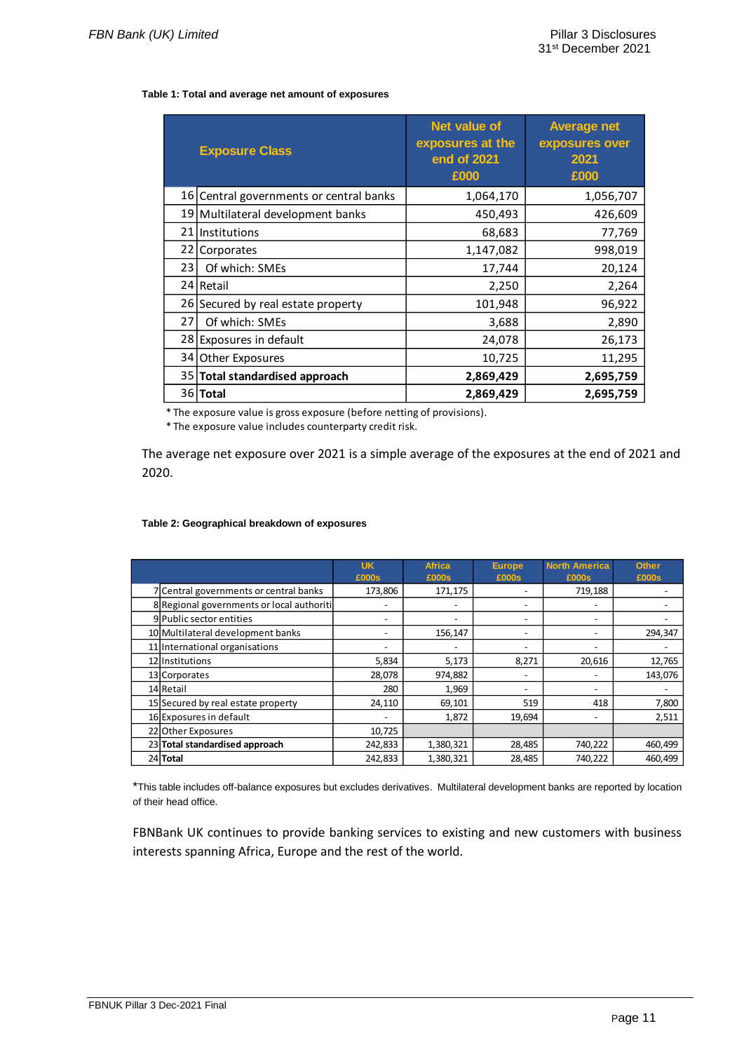**Table 1: Total and average net amount of exposures**

| | Exposure Class | Net value of exposures at the end of 2021 £000 | Average net exposures over 2021 £000 |
|---|---|---|---|
| 16 | Central governments or central banks | 1,064,170 | 1,056,707 |
| 19 | Multilateral development banks | 450,493 | 426,609 |
| 21 | Institutions | 68,683 | 77,769 |
| 22 | Corporates | 1,147,082 | 998,019 |
| 23 | Of which: SMEs | 17,744 | 20,124 |
| 24 | Retail | 2,250 | 2,264 |
| 26 | Secured by real estate property | 101,948 | 96,922 |
| 27 | Of which: SMEs | 3,688 | 2,890 |
| 28 | Exposures in default | 24,078 | 26,173 |
| 34 | Other Exposures | 10,725 | 11,295 |
| 35 | **Total standardised approach** | **2,869,429** | **2,695,759** |
| 36 | **Total** | **2,869,429** | **2,695,759** |

* The exposure value is gross exposure (before netting of provisions).

* The exposure value includes counterparty credit risk.

The average net exposure over 2021 is a simple average of the exposures at the end of 2021 and 2020.

**Table 2: Geographical breakdown of exposures**

| | | UK £000s | Africa £000s | Europe £000s | North America £000s | Other £000s |
|---|---|---|---|---|---|---|
| 7 | Central governments or central banks | 173,806 | 171,175 | - | 719,188 | - |
| 8 | Regional governments or local authoriti | - | - | - | - | - |
| 9 | Public sector entities | - | - | - | - | - |
| 10 | Multilateral development banks | - | 156,147 | - | - | 294,347 |
| 11 | International organisations | - | - | - | - | - |
| 12 | Institutions | 5,834 | 5,173 | 8,271 | 20,616 | 12,765 |
| 13 | Corporates | 28,078 | 974,882 | - | - | 143,076 |
| 14 | Retail | 280 | 1,969 | - | - | - |
| 15 | Secured by real estate property | 24,110 | 69,101 | 519 | 418 | 7,800 |
| 16 | Exposures in default | - | 1,872 | 19,694 | - | 2,511 |
| 22 | Other Exposures | 10,725 | | | | |
| 23 | **Total standardised approach** | 242,833 | 1,380,321 | 28,485 | 740,222 | 460,499 |
| 24 | **Total** | 242,833 | 1,380,321 | 28,485 | 740,222 | 460,499 |

*This table includes off-balance exposures but excludes derivatives. Multilateral development banks are reported by location of their head office.

FBNBank UK continues to provide banking services to existing and new customers with business interests spanning Africa, Europe and the rest of the world.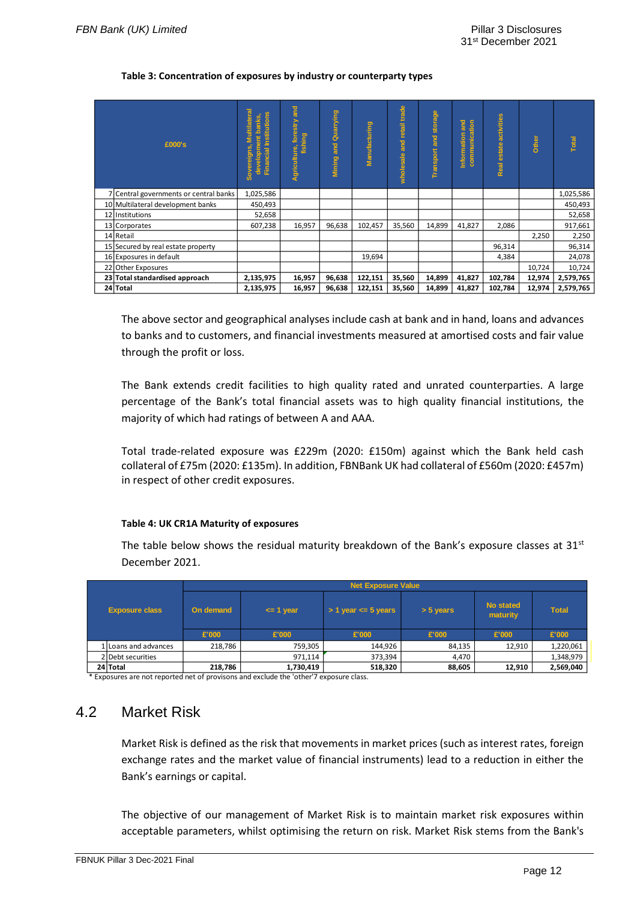**Table 3: Concentration of exposures by industry or counterparty types**

| | £000's | Sovereigns, Multilateral development banks, Financial Institutions | Agriculture, forestry and fishing | Mining and Quarrying | Manufacturing | wholesale and retail trade | Transport and storage | Information and communication | Real estate activities | Other | Total |
|---|---|---|---|---|---|---|---|---|---|---|---|
| 7 | Central governments or central banks | 1,025,586 | | | | | | | | | 1,025,586 |
| 10 | Multilateral development banks | 450,493 | | | | | | | | | 450,493 |
| 12 | Institutions | 52,658 | | | | | | | | | 52,658 |
| 13 | Corporates | 607,238 | 16,957 | 96,638 | 102,457 | 35,560 | 14,899 | 41,827 | 2,086 | | 917,661 |
| 14 | Retail | | | | | | | | | 2,250 | 2,250 |
| 15 | Secured by real estate property | | | | | | | | 96,314 | | 96,314 |
| 16 | Exposures in default | | | | 19,694 | | | | 4,384 | | 24,078 |
| 22 | Other Exposures | | | | | | | | | 10,724 | 10,724 |
| **23** | **Total standardised approach** | **2,135,975** | **16,957** | **96,638** | **122,151** | **35,560** | **14,899** | **41,827** | **102,784** | **12,974** | **2,579,765** |
| **24** | **Total** | **2,135,975** | **16,957** | **96,638** | **122,151** | **35,560** | **14,899** | **41,827** | **102,784** | **12,974** | **2,579,765** |

The above sector and geographical analyses include cash at bank and in hand, loans and advances to banks and to customers, and financial investments measured at amortised costs and fair value through the profit or loss.

The Bank extends credit facilities to high quality rated and unrated counterparties. A large percentage of the Bank's total financial assets was to high quality financial institutions, the majority of which had ratings of between A and AAA.

Total trade-related exposure was £229m (2020: £150m) against which the Bank held cash collateral of £75m (2020: £135m). In addition, FBNBank UK had collateral of £560m (2020: £457m) in respect of other credit exposures.

**Table 4: UK CR1A Maturity of exposures**

The table below shows the residual maturity breakdown of the Bank's exposure classes at 31st December 2021.

| | Exposure class | Net Exposure Value | | | | | |
|---|---|---|---|---|---|---|---|
| | | On demand | <= 1 year | > 1 year <= 5 years | > 5 years | No stated maturity | Total |
| | | £'000 | £'000 | £'000 | £'000 | £'000 | £'000 |
| 1 | Loans and advances | 218,786 | 759,305 | 144,926 | 84,135 | 12,910 | 1,220,061 |
| 2 | Debt securities | | 971,114 | 373,394 | 4,470 | | 1,348,979 |
| **24** | **Total** | **218,786** | **1,730,419** | **518,320** | **88,605** | **12,910** | **2,569,040** |

\* Exposures are not reported net of provisons and exclude the 'other'7 exposure class.

## 4.2 Market Risk

Market Risk is defined as the risk that movements in market prices (such as interest rates, foreign exchange rates and the market value of financial instruments) lead to a reduction in either the Bank's earnings or capital.

The objective of our management of Market Risk is to maintain market risk exposures within acceptable parameters, whilst optimising the return on risk. Market Risk stems from the Bank's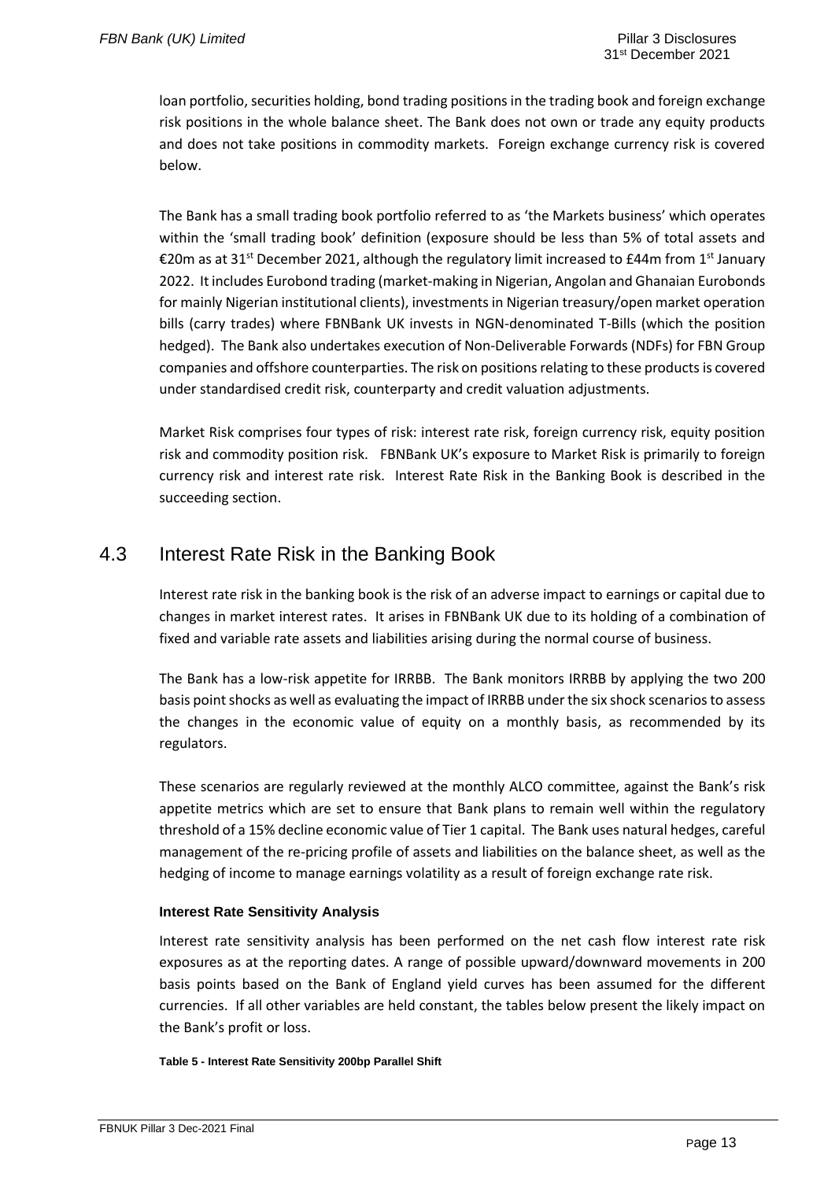loan portfolio, securities holding, bond trading positions in the trading book and foreign exchange risk positions in the whole balance sheet. The Bank does not own or trade any equity products and does not take positions in commodity markets. Foreign exchange currency risk is covered below.

The Bank has a small trading book portfolio referred to as 'the Markets business' which operates within the 'small trading book' definition (exposure should be less than 5% of total assets and €20m as at 31st December 2021, although the regulatory limit increased to £44m from 1st January 2022. It includes Eurobond trading (market-making in Nigerian, Angolan and Ghanaian Eurobonds for mainly Nigerian institutional clients), investments in Nigerian treasury/open market operation bills (carry trades) where FBNBank UK invests in NGN-denominated T-Bills (which the position hedged). The Bank also undertakes execution of Non-Deliverable Forwards (NDFs) for FBN Group companies and offshore counterparties. The risk on positions relating to these products is covered under standardised credit risk, counterparty and credit valuation adjustments.

Market Risk comprises four types of risk: interest rate risk, foreign currency risk, equity position risk and commodity position risk. FBNBank UK's exposure to Market Risk is primarily to foreign currency risk and interest rate risk. Interest Rate Risk in the Banking Book is described in the succeeding section.

## 4.3 Interest Rate Risk in the Banking Book

Interest rate risk in the banking book is the risk of an adverse impact to earnings or capital due to changes in market interest rates. It arises in FBNBank UK due to its holding of a combination of fixed and variable rate assets and liabilities arising during the normal course of business.

The Bank has a low-risk appetite for IRRBB. The Bank monitors IRRBB by applying the two 200 basis point shocks as well as evaluating the impact of IRRBB under the six shock scenarios to assess the changes in the economic value of equity on a monthly basis, as recommended by its regulators.

These scenarios are regularly reviewed at the monthly ALCO committee, against the Bank's risk appetite metrics which are set to ensure that Bank plans to remain well within the regulatory threshold of a 15% decline economic value of Tier 1 capital. The Bank uses natural hedges, careful management of the re-pricing profile of assets and liabilities on the balance sheet, as well as the hedging of income to manage earnings volatility as a result of foreign exchange rate risk.

#### Interest Rate Sensitivity Analysis

Interest rate sensitivity analysis has been performed on the net cash flow interest rate risk exposures as at the reporting dates. A range of possible upward/downward movements in 200 basis points based on the Bank of England yield curves has been assumed for the different currencies. If all other variables are held constant, the tables below present the likely impact on the Bank's profit or loss.

**Table 5 - Interest Rate Sensitivity 200bp Parallel Shift**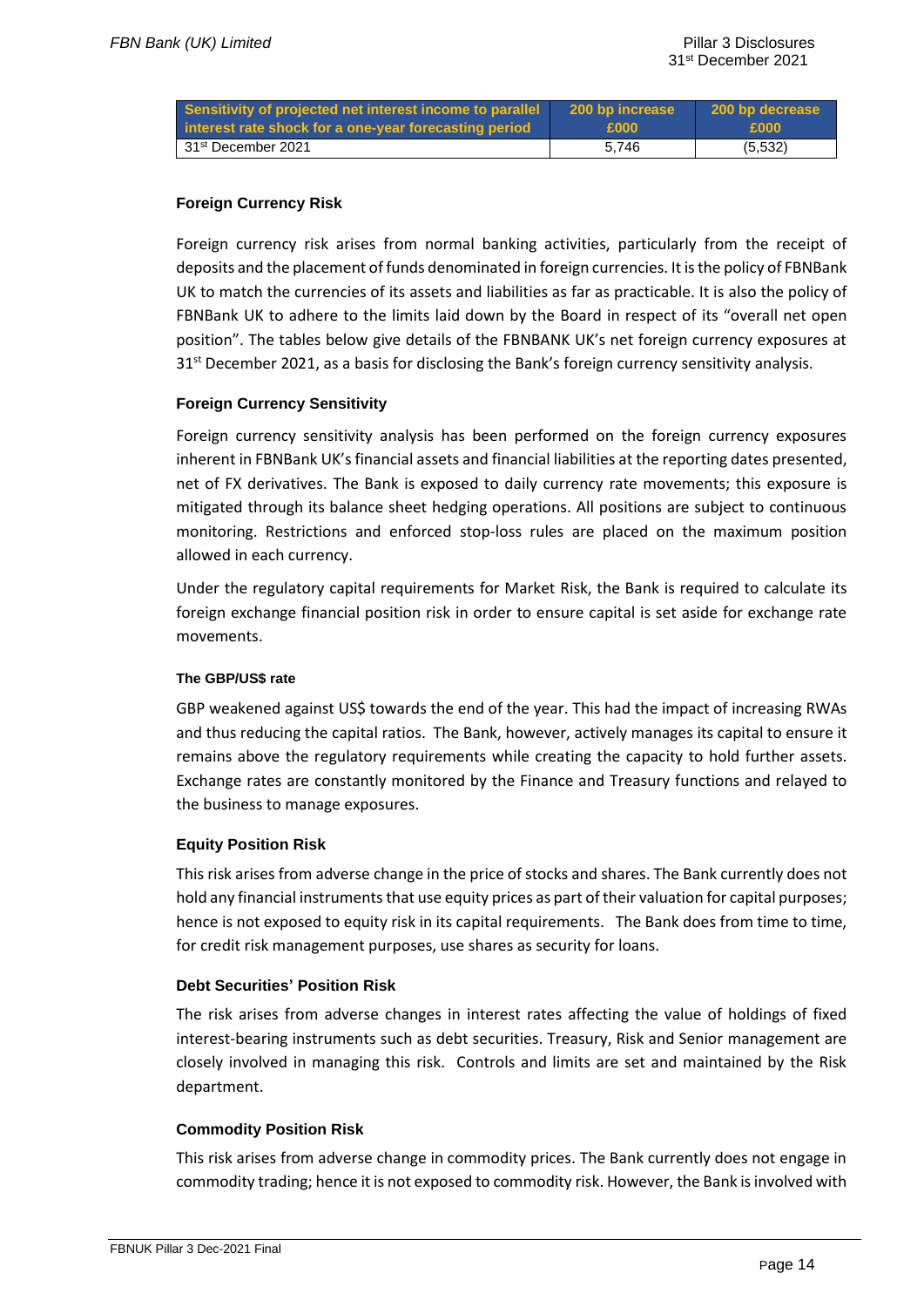| Sensitivity of projected net interest income to parallel interest rate shock for a one-year forecasting period | 200 bp increase £000 | 200 bp decrease £000 |
|---|---|---|
| 31st December 2021 | 5,746 | (5,532) |

### Foreign Currency Risk

Foreign currency risk arises from normal banking activities, particularly from the receipt of deposits and the placement of funds denominated in foreign currencies. It is the policy of FBNBank UK to match the currencies of its assets and liabilities as far as practicable. It is also the policy of FBNBank UK to adhere to the limits laid down by the Board in respect of its "overall net open position". The tables below give details of the FBNBANK UK's net foreign currency exposures at 31st December 2021, as a basis for disclosing the Bank's foreign currency sensitivity analysis.

### Foreign Currency Sensitivity

Foreign currency sensitivity analysis has been performed on the foreign currency exposures inherent in FBNBank UK's financial assets and financial liabilities at the reporting dates presented, net of FX derivatives. The Bank is exposed to daily currency rate movements; this exposure is mitigated through its balance sheet hedging operations. All positions are subject to continuous monitoring. Restrictions and enforced stop-loss rules are placed on the maximum position allowed in each currency.

Under the regulatory capital requirements for Market Risk, the Bank is required to calculate its foreign exchange financial position risk in order to ensure capital is set aside for exchange rate movements.

#### The GBP/US$ rate

GBP weakened against US$ towards the end of the year. This had the impact of increasing RWAs and thus reducing the capital ratios. The Bank, however, actively manages its capital to ensure it remains above the regulatory requirements while creating the capacity to hold further assets. Exchange rates are constantly monitored by the Finance and Treasury functions and relayed to the business to manage exposures.

### Equity Position Risk

This risk arises from adverse change in the price of stocks and shares. The Bank currently does not hold any financial instruments that use equity prices as part of their valuation for capital purposes; hence is not exposed to equity risk in its capital requirements. The Bank does from time to time, for credit risk management purposes, use shares as security for loans.

### Debt Securities' Position Risk

The risk arises from adverse changes in interest rates affecting the value of holdings of fixed interest-bearing instruments such as debt securities. Treasury, Risk and Senior management are closely involved in managing this risk. Controls and limits are set and maintained by the Risk department.

### Commodity Position Risk

This risk arises from adverse change in commodity prices. The Bank currently does not engage in commodity trading; hence it is not exposed to commodity risk. However, the Bank is involved with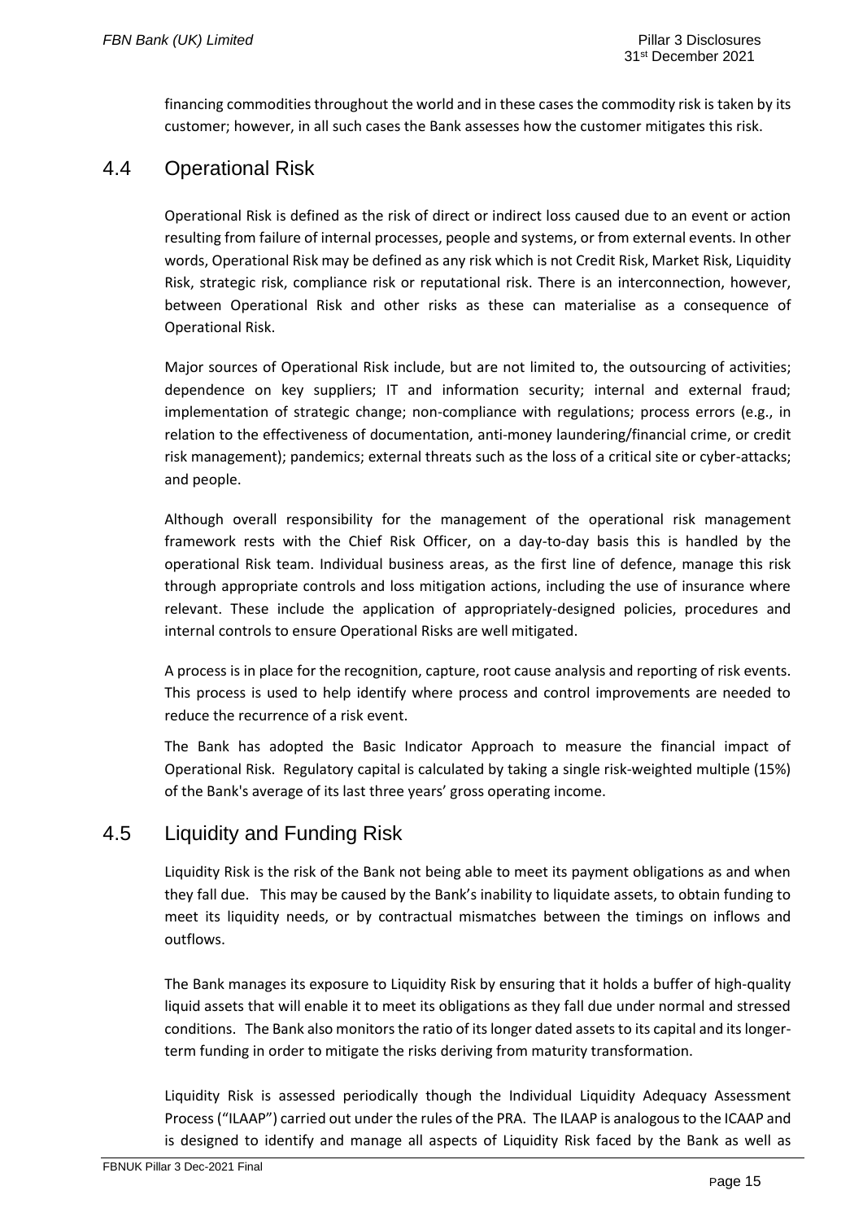financing commodities throughout the world and in these cases the commodity risk is taken by its customer; however, in all such cases the Bank assesses how the customer mitigates this risk.

## 4.4 Operational Risk

Operational Risk is defined as the risk of direct or indirect loss caused due to an event or action resulting from failure of internal processes, people and systems, or from external events. In other words, Operational Risk may be defined as any risk which is not Credit Risk, Market Risk, Liquidity Risk, strategic risk, compliance risk or reputational risk. There is an interconnection, however, between Operational Risk and other risks as these can materialise as a consequence of Operational Risk.

Major sources of Operational Risk include, but are not limited to, the outsourcing of activities; dependence on key suppliers; IT and information security; internal and external fraud; implementation of strategic change; non-compliance with regulations; process errors (e.g., in relation to the effectiveness of documentation, anti-money laundering/financial crime, or credit risk management); pandemics; external threats such as the loss of a critical site or cyber-attacks; and people.

Although overall responsibility for the management of the operational risk management framework rests with the Chief Risk Officer, on a day-to-day basis this is handled by the operational Risk team. Individual business areas, as the first line of defence, manage this risk through appropriate controls and loss mitigation actions, including the use of insurance where relevant. These include the application of appropriately-designed policies, procedures and internal controls to ensure Operational Risks are well mitigated.

A process is in place for the recognition, capture, root cause analysis and reporting of risk events. This process is used to help identify where process and control improvements are needed to reduce the recurrence of a risk event.

The Bank has adopted the Basic Indicator Approach to measure the financial impact of Operational Risk. Regulatory capital is calculated by taking a single risk-weighted multiple (15%) of the Bank's average of its last three years' gross operating income.

## 4.5 Liquidity and Funding Risk

Liquidity Risk is the risk of the Bank not being able to meet its payment obligations as and when they fall due. This may be caused by the Bank's inability to liquidate assets, to obtain funding to meet its liquidity needs, or by contractual mismatches between the timings on inflows and outflows.

The Bank manages its exposure to Liquidity Risk by ensuring that it holds a buffer of high-quality liquid assets that will enable it to meet its obligations as they fall due under normal and stressed conditions. The Bank also monitors the ratio of its longer dated assets to its capital and its longer-term funding in order to mitigate the risks deriving from maturity transformation.

Liquidity Risk is assessed periodically though the Individual Liquidity Adequacy Assessment Process ("ILAAP") carried out under the rules of the PRA. The ILAAP is analogous to the ICAAP and is designed to identify and manage all aspects of Liquidity Risk faced by the Bank as well as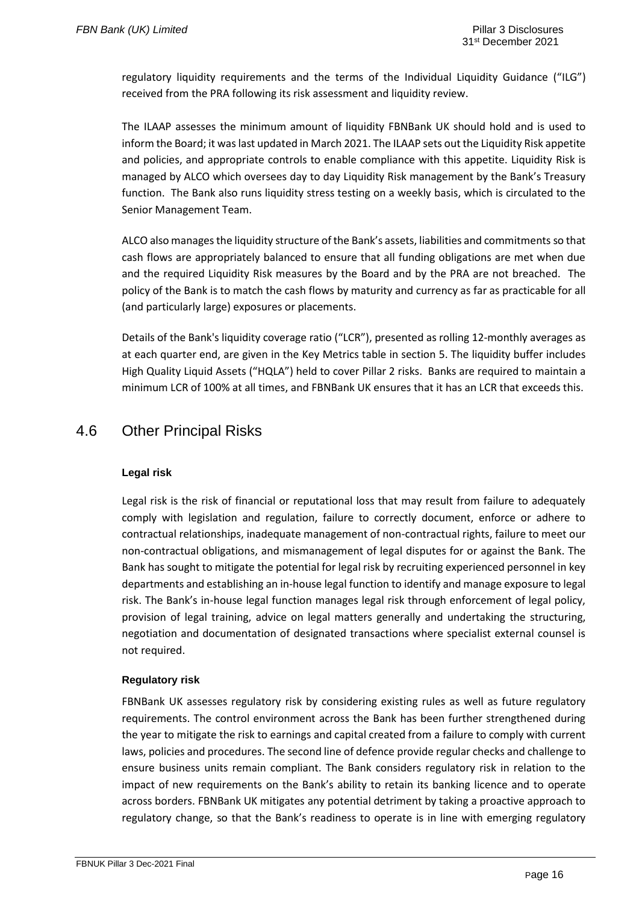regulatory liquidity requirements and the terms of the Individual Liquidity Guidance ("ILG") received from the PRA following its risk assessment and liquidity review.

The ILAAP assesses the minimum amount of liquidity FBNBank UK should hold and is used to inform the Board; it was last updated in March 2021. The ILAAP sets out the Liquidity Risk appetite and policies, and appropriate controls to enable compliance with this appetite. Liquidity Risk is managed by ALCO which oversees day to day Liquidity Risk management by the Bank's Treasury function. The Bank also runs liquidity stress testing on a weekly basis, which is circulated to the Senior Management Team.

ALCO also manages the liquidity structure of the Bank's assets, liabilities and commitments so that cash flows are appropriately balanced to ensure that all funding obligations are met when due and the required Liquidity Risk measures by the Board and by the PRA are not breached. The policy of the Bank is to match the cash flows by maturity and currency as far as practicable for all (and particularly large) exposures or placements.

Details of the Bank's liquidity coverage ratio ("LCR"), presented as rolling 12-monthly averages as at each quarter end, are given in the Key Metrics table in section 5. The liquidity buffer includes High Quality Liquid Assets ("HQLA") held to cover Pillar 2 risks. Banks are required to maintain a minimum LCR of 100% at all times, and FBNBank UK ensures that it has an LCR that exceeds this.

## 4.6 Other Principal Risks

**Legal risk**

Legal risk is the risk of financial or reputational loss that may result from failure to adequately comply with legislation and regulation, failure to correctly document, enforce or adhere to contractual relationships, inadequate management of non-contractual rights, failure to meet our non-contractual obligations, and mismanagement of legal disputes for or against the Bank. The Bank has sought to mitigate the potential for legal risk by recruiting experienced personnel in key departments and establishing an in-house legal function to identify and manage exposure to legal risk. The Bank's in-house legal function manages legal risk through enforcement of legal policy, provision of legal training, advice on legal matters generally and undertaking the structuring, negotiation and documentation of designated transactions where specialist external counsel is not required.

**Regulatory risk**

FBNBank UK assesses regulatory risk by considering existing rules as well as future regulatory requirements. The control environment across the Bank has been further strengthened during the year to mitigate the risk to earnings and capital created from a failure to comply with current laws, policies and procedures. The second line of defence provide regular checks and challenge to ensure business units remain compliant. The Bank considers regulatory risk in relation to the impact of new requirements on the Bank's ability to retain its banking licence and to operate across borders. FBNBank UK mitigates any potential detriment by taking a proactive approach to regulatory change, so that the Bank's readiness to operate is in line with emerging regulatory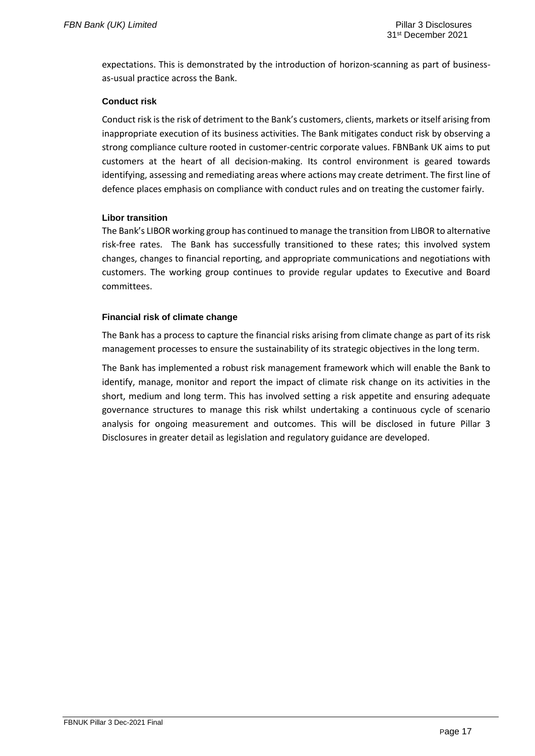expectations. This is demonstrated by the introduction of horizon-scanning as part of business-as-usual practice across the Bank.

### Conduct risk

Conduct risk is the risk of detriment to the Bank's customers, clients, markets or itself arising from inappropriate execution of its business activities. The Bank mitigates conduct risk by observing a strong compliance culture rooted in customer-centric corporate values. FBNBank UK aims to put customers at the heart of all decision-making. Its control environment is geared towards identifying, assessing and remediating areas where actions may create detriment. The first line of defence places emphasis on compliance with conduct rules and on treating the customer fairly.

### Libor transition

The Bank's LIBOR working group has continued to manage the transition from LIBOR to alternative risk-free rates. The Bank has successfully transitioned to these rates; this involved system changes, changes to financial reporting, and appropriate communications and negotiations with customers. The working group continues to provide regular updates to Executive and Board committees.

### Financial risk of climate change

The Bank has a process to capture the financial risks arising from climate change as part of its risk management processes to ensure the sustainability of its strategic objectives in the long term.

The Bank has implemented a robust risk management framework which will enable the Bank to identify, manage, monitor and report the impact of climate risk change on its activities in the short, medium and long term. This has involved setting a risk appetite and ensuring adequate governance structures to manage this risk whilst undertaking a continuous cycle of scenario analysis for ongoing measurement and outcomes. This will be disclosed in future Pillar 3 Disclosures in greater detail as legislation and regulatory guidance are developed.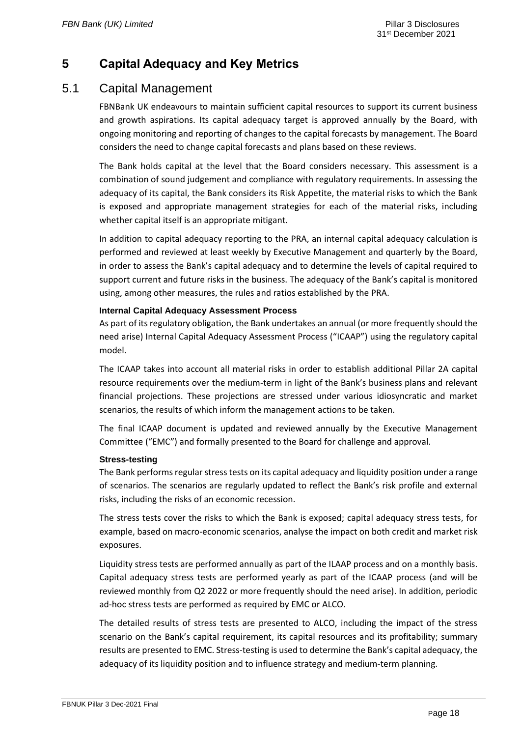# 5 Capital Adequacy and Key Metrics

## 5.1 Capital Management

FBNBank UK endeavours to maintain sufficient capital resources to support its current business and growth aspirations. Its capital adequacy target is approved annually by the Board, with ongoing monitoring and reporting of changes to the capital forecasts by management. The Board considers the need to change capital forecasts and plans based on these reviews.

The Bank holds capital at the level that the Board considers necessary. This assessment is a combination of sound judgement and compliance with regulatory requirements. In assessing the adequacy of its capital, the Bank considers its Risk Appetite, the material risks to which the Bank is exposed and appropriate management strategies for each of the material risks, including whether capital itself is an appropriate mitigant.

In addition to capital adequacy reporting to the PRA, an internal capital adequacy calculation is performed and reviewed at least weekly by Executive Management and quarterly by the Board, in order to assess the Bank's capital adequacy and to determine the levels of capital required to support current and future risks in the business. The adequacy of the Bank's capital is monitored using, among other measures, the rules and ratios established by the PRA.

**Internal Capital Adequacy Assessment Process**

As part of its regulatory obligation, the Bank undertakes an annual (or more frequently should the need arise) Internal Capital Adequacy Assessment Process ("ICAAP") using the regulatory capital model.

The ICAAP takes into account all material risks in order to establish additional Pillar 2A capital resource requirements over the medium-term in light of the Bank's business plans and relevant financial projections. These projections are stressed under various idiosyncratic and market scenarios, the results of which inform the management actions to be taken.

The final ICAAP document is updated and reviewed annually by the Executive Management Committee ("EMC") and formally presented to the Board for challenge and approval.

**Stress-testing**

The Bank performs regular stress tests on its capital adequacy and liquidity position under a range of scenarios. The scenarios are regularly updated to reflect the Bank's risk profile and external risks, including the risks of an economic recession.

The stress tests cover the risks to which the Bank is exposed; capital adequacy stress tests, for example, based on macro-economic scenarios, analyse the impact on both credit and market risk exposures.

Liquidity stress tests are performed annually as part of the ILAAP process and on a monthly basis. Capital adequacy stress tests are performed yearly as part of the ICAAP process (and will be reviewed monthly from Q2 2022 or more frequently should the need arise). In addition, periodic ad-hoc stress tests are performed as required by EMC or ALCO.

The detailed results of stress tests are presented to ALCO, including the impact of the stress scenario on the Bank's capital requirement, its capital resources and its profitability; summary results are presented to EMC. Stress-testing is used to determine the Bank's capital adequacy, the adequacy of its liquidity position and to influence strategy and medium-term planning.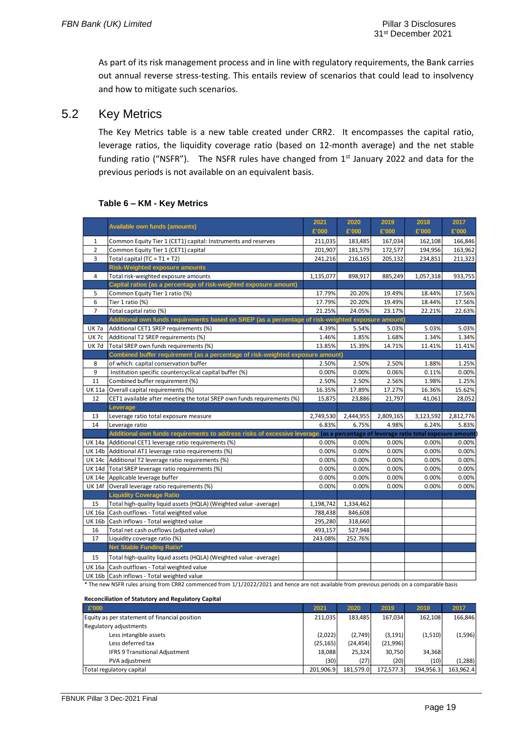As part of its risk management process and in line with regulatory requirements, the Bank carries out annual reverse stress-testing. This entails review of scenarios that could lead to insolvency and how to mitigate such scenarios.

## 5.2 Key Metrics

The Key Metrics table is a new table created under CRR2. It encompasses the capital ratio, leverage ratios, the liquidity coverage ratio (based on 12-month average) and the net stable funding ratio ("NSFR"). The NSFR rules have changed from 1st January 2022 and data for the previous periods is not available on an equivalent basis.

### Table 6 – KM - Key Metrics

| | Available own funds (amounts) | 2021 £'000 | 2020 £'000 | 2019 £'000 | 2018 £'000 | 2017 £'000 |
|---|---|---|---|---|---|---|
| 1 | Common Equity Tier 1 (CET1) capital: Instruments and reserves | 211,035 | 183,485 | 167,034 | 162,108 | 166,846 |
| 2 | Common Equity Tier 1 (CET1) capital | 201,907 | 181,579 | 172,577 | 194,956 | 163,962 |
| 3 | Total capital (TC = T1 + T2) | 241,216 | 216,165 | 205,132 | 234,851 | 211,323 |
| | **Risk-Weighted exposure amounts** | | | | | |
| 4 | Total risk-weighted exposure amounts | 1,135,077 | 898,917 | 885,249 | 1,057,318 | 933,755 |
| | **Capital ratios (as a percentage of risk-weighted exposure amount)** | | | | | |
| 5 | Common Equity Tier 1 ratio (%) | 17.79% | 20.20% | 19.49% | 18.44% | 17.56% |
| 6 | Tier 1 ratio (%) | 17.79% | 20.20% | 19.49% | 18.44% | 17.56% |
| 7 | Total capital ratio (%) | 21.25% | 24.05% | 23.17% | 22.21% | 22.63% |
| | **Additional own funds requirements based on SREP (as a percentage of risk-weighted exposure amount)** | | | | | |
| UK 7a | Additional CET1 SREP requirements (%) | 4.39% | 5.54% | 5.03% | 5.03% | 5.03% |
| UK 7c | Additional T2 SREP requirements (%) | 1.46% | 1.85% | 1.68% | 1.34% | 1.34% |
| UK 7d | Total SREP own funds requirements (%) | 13.85% | 15.39% | 14.71% | 11.41% | 11.41% |
| | **Combined buffer requirement (as a percentage of risk-weighted exposure amount)** | | | | | |
| 8 | of which: capital conservation buffer | 2.50% | 2.50% | 2.50% | 1.88% | 1.25% |
| 9 | Institution specific countercyclical capital buffer (%) | 0.00% | 0.00% | 0.06% | 0.11% | 0.00% |
| 11 | Combined buffer requirement (%) | 2.50% | 2.50% | 2.56% | 1.98% | 1.25% |
| UK 11a | Overall capital requirements (%) | 16.35% | 17.89% | 17.27% | 16.36% | 15.62% |
| 12 | CET1 available after meeting the total SREP own funds requirements (%) | 15,875 | 23,886 | 21,797 | 41,061 | 28,052 |
| | **Leverage** | | | | | |
| 13 | Leverage ratio total exposure measure | 2,749,530 | 2,444,955 | 2,809,165 | 3,123,592 | 2,812,776 |
| 14 | Leverage ratio | 6.83% | 6.75% | 4.98% | 6.24% | 5.83% |
| | **Additional own funds requirements to address risks of excessive leverage (as a percentage of leverage ratio total exposure amount)** | | | | | |
| UK 14a | Additional CET1 leverage ratio requirements (%) | 0.00% | 0.00% | 0.00% | 0.00% | 0.00% |
| UK 14b | Additional AT1 leverage ratio requirements (%) | 0.00% | 0.00% | 0.00% | 0.00% | 0.00% |
| UK 14c | Additional T2 leverage ratio requirements (%) | 0.00% | 0.00% | 0.00% | 0.00% | 0.00% |
| UK 14d | Total SREP leverage ratio requirements (%) | 0.00% | 0.00% | 0.00% | 0.00% | 0.00% |
| UK 14e | Applicable leverage buffer | 0.00% | 0.00% | 0.00% | 0.00% | 0.00% |
| UK 14f | Overall leverage ratio requirements (%) | 0.00% | 0.00% | 0.00% | 0.00% | 0.00% |
| | **Liquidity Coverage Ratio** | | | | | |
| 15 | Total high-quality liquid assets (HQLA) (Weighted value -average) | 1,198,742 | 1,334,462 | | | |
| UK 16a | Cash outflows - Total weighted value | 788,438 | 846,608 | | | |
| UK 16b | Cash inflows - Total weighted value | 295,280 | 318,660 | | | |
| 16 | Total net cash outflows (adjusted value) | 493,157 | 527,948 | | | |
| 17 | Liquidity coverage ratio (%) | 243.08% | 252.76% | | | |
| | **Net Stable Funding Ratio*** | | | | | |
| 15 | Total high-quality liquid assets (HQLA) (Weighted value -average) | | | | | |
| UK 16a | Cash outflows - Total weighted value | | | | | |
| UK 16b | Cash inflows - Total weighted value | | | | | |

\* The new NSFR rules arising from CRR2 commenced from 1/1/2022/2021 and hence are not available from previous periods on a comparable basis

**Reconciliation of Statutory and Regulatory Capital**

| £'000 | 2021 | 2020 | 2019 | 2018 | 2017 |
|---|---|---|---|---|---|
| Equity as per statement of financial position | 211,035 | 183,485 | 167,034 | 162,108 | 166,846 |
| Regulatory adjustments | | | | | |
| Less intangible assets | (2,022) | (2,749) | (3,191) | (1,510) | (1,596) |
| Less deferred tax | (25,165) | (24,454) | (21,996) | | |
| IFRS 9 Transitional Adjustment | 18,088 | 25,324 | 30,750 | 34,368 | |
| PVA adjustment | (30) | (27) | (20) | (10) | (1,288) |
| Total regulatory capital | 201,906.9 | 181,579.0 | 172,577.3 | 194,956.3 | 163,962.4 |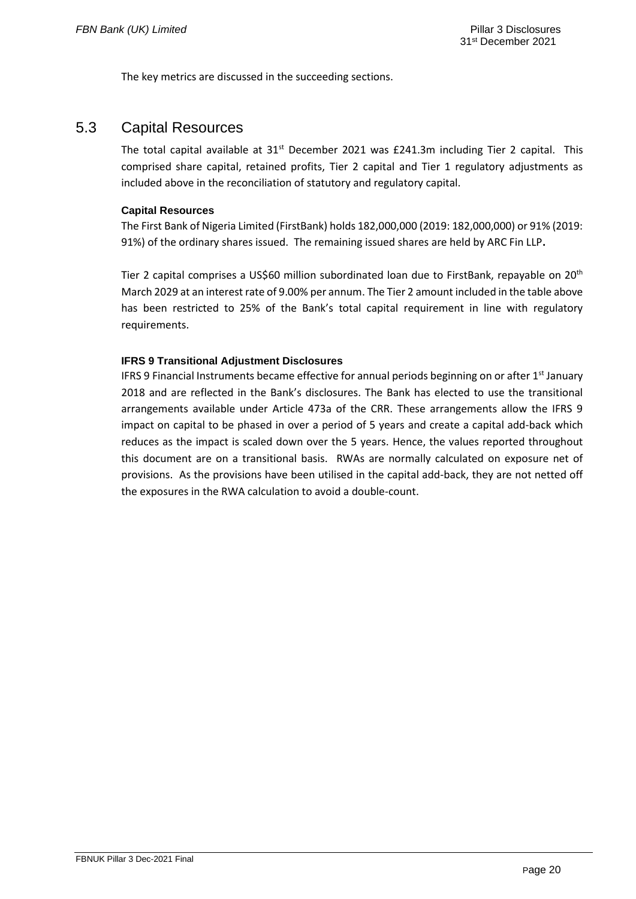The key metrics are discussed in the succeeding sections.

## 5.3 Capital Resources

The total capital available at 31st December 2021 was £241.3m including Tier 2 capital. This comprised share capital, retained profits, Tier 2 capital and Tier 1 regulatory adjustments as included above in the reconciliation of statutory and regulatory capital.

### Capital Resources

The First Bank of Nigeria Limited (FirstBank) holds 182,000,000 (2019: 182,000,000) or 91% (2019: 91%) of the ordinary shares issued. The remaining issued shares are held by ARC Fin LLP**.**

Tier 2 capital comprises a US$60 million subordinated loan due to FirstBank, repayable on 20th March 2029 at an interest rate of 9.00% per annum. The Tier 2 amount included in the table above has been restricted to 25% of the Bank's total capital requirement in line with regulatory requirements.

### IFRS 9 Transitional Adjustment Disclosures

IFRS 9 Financial Instruments became effective for annual periods beginning on or after 1st January 2018 and are reflected in the Bank's disclosures. The Bank has elected to use the transitional arrangements available under Article 473a of the CRR. These arrangements allow the IFRS 9 impact on capital to be phased in over a period of 5 years and create a capital add-back which reduces as the impact is scaled down over the 5 years. Hence, the values reported throughout this document are on a transitional basis. RWAs are normally calculated on exposure net of provisions. As the provisions have been utilised in the capital add-back, they are not netted off the exposures in the RWA calculation to avoid a double-count.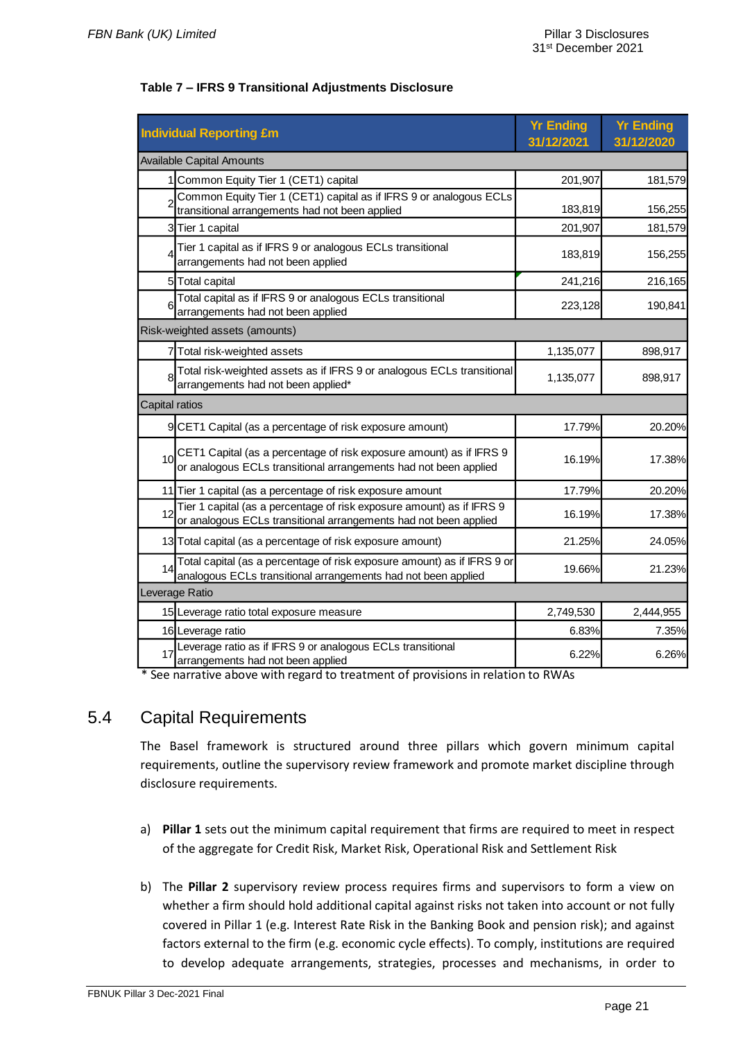**Table 7 – IFRS 9 Transitional Adjustments Disclosure**

| | Individual Reporting £m | Yr Ending 31/12/2021 | Yr Ending 31/12/2020 |
|---|---|---|---|
| | Available Capital Amounts | | |
| 1 | Common Equity Tier 1 (CET1) capital | 201,907 | 181,579 |
| 2 | Common Equity Tier 1 (CET1) capital as if IFRS 9 or analogous ECLs transitional arrangements had not been applied | 183,819 | 156,255 |
| 3 | Tier 1 capital | 201,907 | 181,579 |
| 4 | Tier 1 capital as if IFRS 9 or analogous ECLs transitional arrangements had not been applied | 183,819 | 156,255 |
| 5 | Total capital | 241,216 | 216,165 |
| 6 | Total capital as if IFRS 9 or analogous ECLs transitional arrangements had not been applied | 223,128 | 190,841 |
| | Risk-weighted assets (amounts) | | |
| 7 | Total risk-weighted assets | 1,135,077 | 898,917 |
| 8 | Total risk-weighted assets as if IFRS 9 or analogous ECLs transitional arrangements had not been applied* | 1,135,077 | 898,917 |
| | Capital ratios | | |
| 9 | CET1 Capital (as a percentage of risk exposure amount) | 17.79% | 20.20% |
| 10 | CET1 Capital (as a percentage of risk exposure amount) as if IFRS 9 or analogous ECLs transitional arrangements had not been applied | 16.19% | 17.38% |
| 11 | Tier 1 capital (as a percentage of risk exposure amount | 17.79% | 20.20% |
| 12 | Tier 1 capital (as a percentage of risk exposure amount) as if IFRS 9 or analogous ECLs transitional arrangements had not been applied | 16.19% | 17.38% |
| 13 | Total capital (as a percentage of risk exposure amount) | 21.25% | 24.05% |
| 14 | Total capital (as a percentage of risk exposure amount) as if IFRS 9 or analogous ECLs transitional arrangements had not been applied | 19.66% | 21.23% |
| | Leverage Ratio | | |
| 15 | Leverage ratio total exposure measure | 2,749,530 | 2,444,955 |
| 16 | Leverage ratio | 6.83% | 7.35% |
| 17 | Leverage ratio as if IFRS 9 or analogous ECLs transitional arrangements had not been applied | 6.22% | 6.26% |

\* See narrative above with regard to treatment of provisions in relation to RWAs

## 5.4 Capital Requirements

The Basel framework is structured around three pillars which govern minimum capital requirements, outline the supervisory review framework and promote market discipline through disclosure requirements.

a) **Pillar 1** sets out the minimum capital requirement that firms are required to meet in respect of the aggregate for Credit Risk, Market Risk, Operational Risk and Settlement Risk

b) The **Pillar 2** supervisory review process requires firms and supervisors to form a view on whether a firm should hold additional capital against risks not taken into account or not fully covered in Pillar 1 (e.g. Interest Rate Risk in the Banking Book and pension risk); and against factors external to the firm (e.g. economic cycle effects). To comply, institutions are required to develop adequate arrangements, strategies, processes and mechanisms, in order to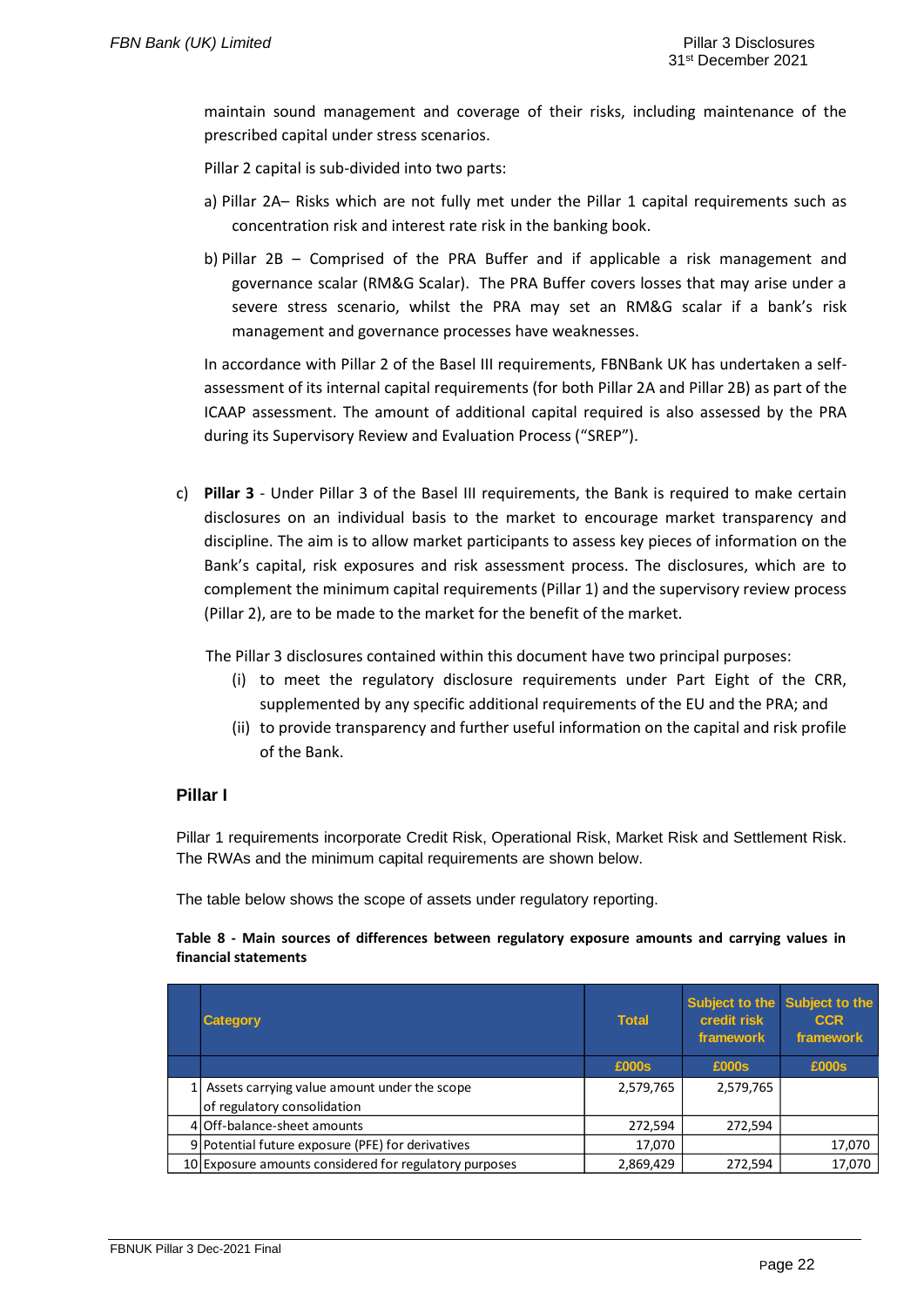maintain sound management and coverage of their risks, including maintenance of the prescribed capital under stress scenarios.

Pillar 2 capital is sub-divided into two parts:

a) Pillar 2A– Risks which are not fully met under the Pillar 1 capital requirements such as concentration risk and interest rate risk in the banking book.

b) Pillar 2B – Comprised of the PRA Buffer and if applicable a risk management and governance scalar (RM&G Scalar). The PRA Buffer covers losses that may arise under a severe stress scenario, whilst the PRA may set an RM&G scalar if a bank's risk management and governance processes have weaknesses.

In accordance with Pillar 2 of the Basel III requirements, FBNBank UK has undertaken a self-assessment of its internal capital requirements (for both Pillar 2A and Pillar 2B) as part of the ICAAP assessment. The amount of additional capital required is also assessed by the PRA during its Supervisory Review and Evaluation Process ("SREP").

c) **Pillar 3** - Under Pillar 3 of the Basel III requirements, the Bank is required to make certain disclosures on an individual basis to the market to encourage market transparency and discipline. The aim is to allow market participants to assess key pieces of information on the Bank's capital, risk exposures and risk assessment process. The disclosures, which are to complement the minimum capital requirements (Pillar 1) and the supervisory review process (Pillar 2), are to be made to the market for the benefit of the market.

The Pillar 3 disclosures contained within this document have two principal purposes:

(i) to meet the regulatory disclosure requirements under Part Eight of the CRR, supplemented by any specific additional requirements of the EU and the PRA; and
(ii) to provide transparency and further useful information on the capital and risk profile of the Bank.

### Pillar I

Pillar 1 requirements incorporate Credit Risk, Operational Risk, Market Risk and Settlement Risk. The RWAs and the minimum capital requirements are shown below.

The table below shows the scope of assets under regulatory reporting.

**Table 8 - Main sources of differences between regulatory exposure amounts and carrying values in financial statements**

| | Category | Total | Subject to the credit risk framework | Subject to the CCR framework |
|---|---|---|---|---|
| | | £000s | £000s | £000s |
| 1 | Assets carrying value amount under the scope of regulatory consolidation | 2,579,765 | 2,579,765 | |
| 4 | Off-balance-sheet amounts | 272,594 | 272,594 | |
| 9 | Potential future exposure (PFE) for derivatives | 17,070 | | 17,070 |
| 10 | Exposure amounts considered for regulatory purposes | 2,869,429 | 272,594 | 17,070 |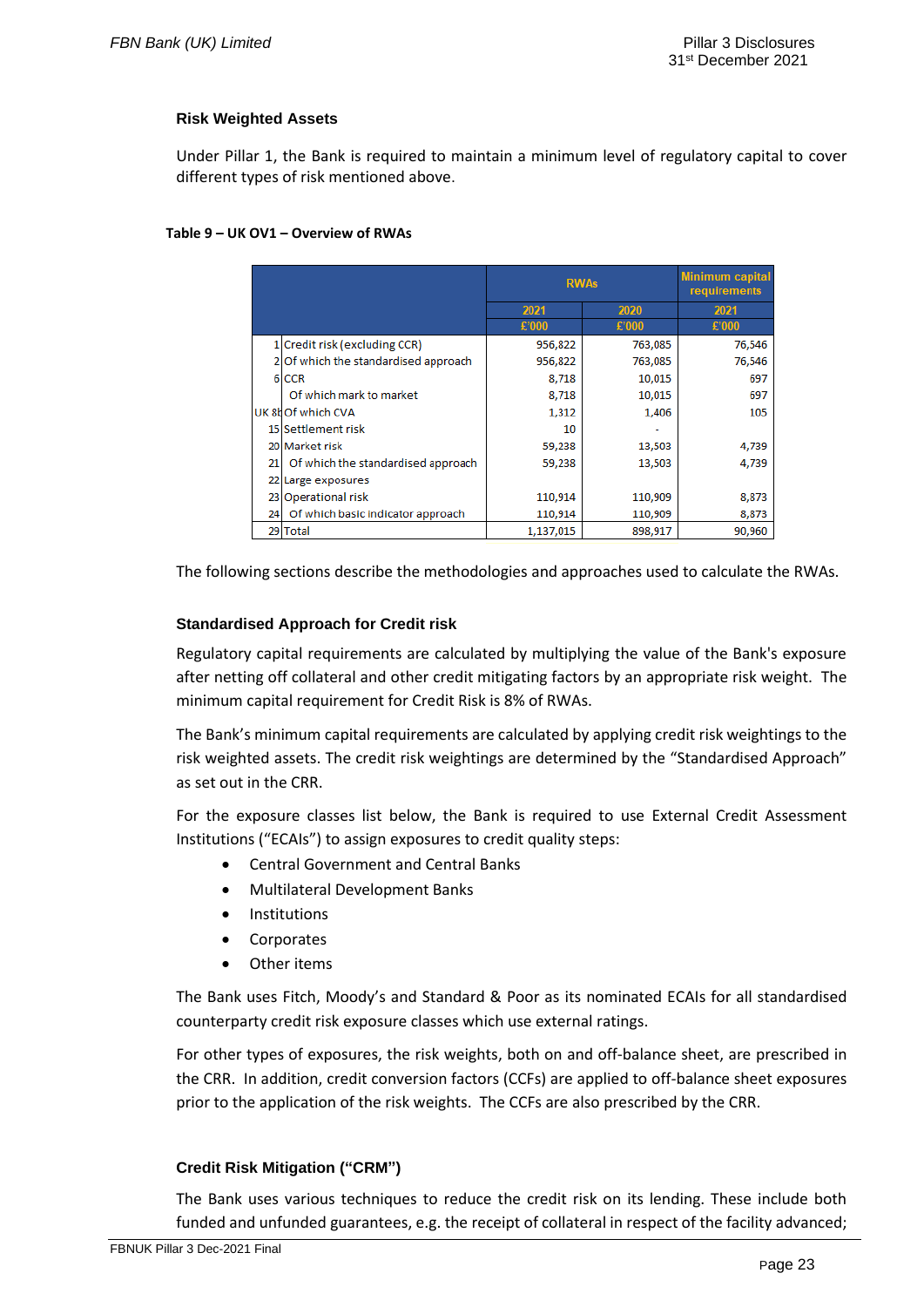### Risk Weighted Assets

Under Pillar 1, the Bank is required to maintain a minimum level of regulatory capital to cover different types of risk mentioned above.

**Table 9 – UK OV1 – Overview of RWAs**

| | | RWAs | | Minimum capital requirements |
|---|---|---|---|---|
| | | 2021 £'000 | 2020 £'000 | 2021 £'000 |
| 1 | Credit risk (excluding CCR) | 956,822 | 763,085 | 76,546 |
| 2 | Of which the standardised approach | 956,822 | 763,085 | 76,546 |
| 6 | CCR | 8,718 | 10,015 | 697 |
| | Of which mark to market | 8,718 | 10,015 | 697 |
| UK 8b | Of which CVA | 1,312 | 1,406 | 105 |
| 15 | Settlement risk | 10 | - | |
| 20 | Market risk | 59,238 | 13,503 | 4,739 |
| 21 | Of which the standardised approach | 59,238 | 13,503 | 4,739 |
| 22 | Large exposures | | | |
| 23 | Operational risk | 110,914 | 110,909 | 8,873 |
| 24 | Of which basic indicator approach | 110,914 | 110,909 | 8,873 |
| 29 | Total | 1,137,015 | 898,917 | 90,960 |

The following sections describe the methodologies and approaches used to calculate the RWAs.

### Standardised Approach for Credit risk

Regulatory capital requirements are calculated by multiplying the value of the Bank's exposure after netting off collateral and other credit mitigating factors by an appropriate risk weight. The minimum capital requirement for Credit Risk is 8% of RWAs.

The Bank's minimum capital requirements are calculated by applying credit risk weightings to the risk weighted assets. The credit risk weightings are determined by the "Standardised Approach" as set out in the CRR.

For the exposure classes list below, the Bank is required to use External Credit Assessment Institutions ("ECAIs") to assign exposures to credit quality steps:

- Central Government and Central Banks
- Multilateral Development Banks
- Institutions
- Corporates
- Other items

The Bank uses Fitch, Moody's and Standard & Poor as its nominated ECAIs for all standardised counterparty credit risk exposure classes which use external ratings.

For other types of exposures, the risk weights, both on and off-balance sheet, are prescribed in the CRR. In addition, credit conversion factors (CCFs) are applied to off-balance sheet exposures prior to the application of the risk weights. The CCFs are also prescribed by the CRR.

### Credit Risk Mitigation ("CRM")

The Bank uses various techniques to reduce the credit risk on its lending. These include both funded and unfunded guarantees, e.g. the receipt of collateral in respect of the facility advanced;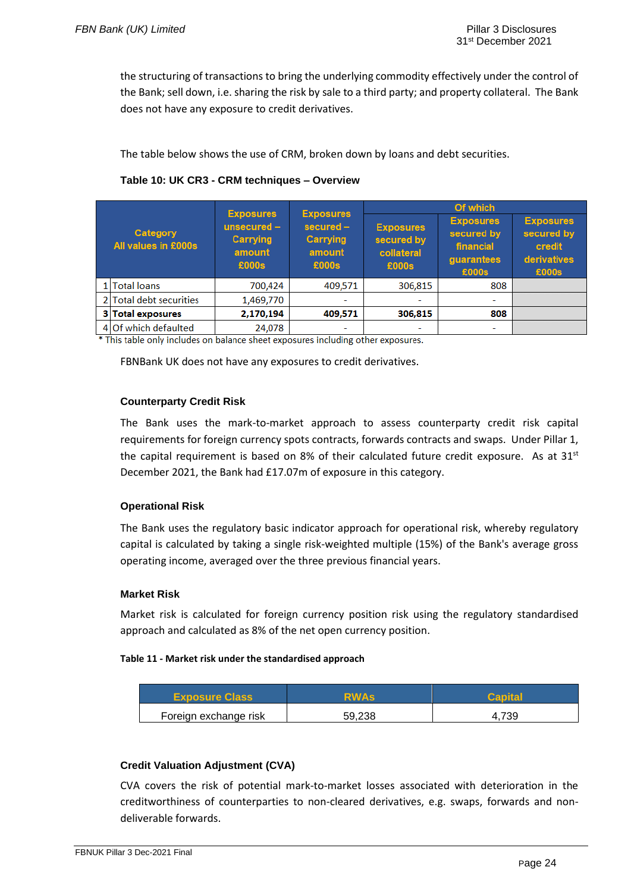the structuring of transactions to bring the underlying commodity effectively under the control of the Bank; sell down, i.e. sharing the risk by sale to a third party; and property collateral. The Bank does not have any exposure to credit derivatives.

The table below shows the use of CRM, broken down by loans and debt securities.

**Table 10: UK CR3 - CRM techniques – Overview**

| | Category All values in £000s | Exposures unsecured – Carrying amount £000s | Exposures secured – Carrying amount £000s | Of which | | |
|---|---|---|---|---|---|---|
| | | | | Exposures secured by collateral £000s | Exposures secured by financial guarantees £000s | Exposures secured by credit derivatives £000s |
| 1 | Total loans | 700,424 | 409,571 | 306,815 | 808 | |
| 2 | Total debt securities | 1,469,770 | - | - | - | |
| **3** | **Total exposures** | **2,170,194** | **409,571** | **306,815** | **808** | |
| 4 | Of which defaulted | 24,078 | - | - | - | |

\* This table only includes on balance sheet exposures including other exposures.

FBNBank UK does not have any exposures to credit derivatives.

### Counterparty Credit Risk

The Bank uses the mark-to-market approach to assess counterparty credit risk capital requirements for foreign currency spots contracts, forwards contracts and swaps. Under Pillar 1, the capital requirement is based on 8% of their calculated future credit exposure. As at 31st December 2021, the Bank had £17.07m of exposure in this category.

### Operational Risk

The Bank uses the regulatory basic indicator approach for operational risk, whereby regulatory capital is calculated by taking a single risk-weighted multiple (15%) of the Bank's average gross operating income, averaged over the three previous financial years.

### Market Risk

Market risk is calculated for foreign currency position risk using the regulatory standardised approach and calculated as 8% of the net open currency position.

**Table 11 - Market risk under the standardised approach**

| Exposure Class | RWAs | Capital |
|---|---|---|
| Foreign exchange risk | 59,238 | 4,739 |

### Credit Valuation Adjustment (CVA)

CVA covers the risk of potential mark-to-market losses associated with deterioration in the creditworthiness of counterparties to non-cleared derivatives, e.g. swaps, forwards and non-deliverable forwards.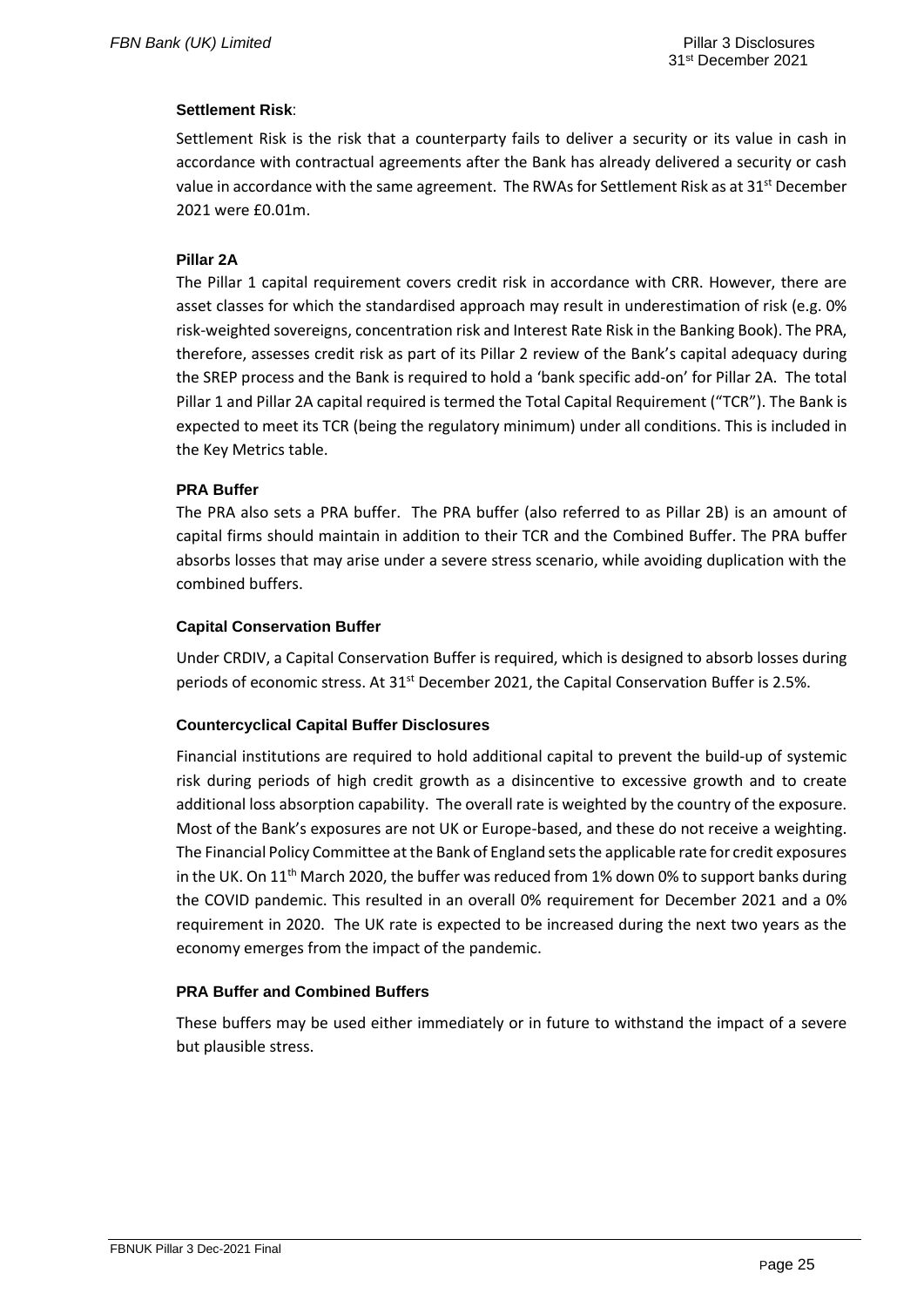**Settlement Risk**:

Settlement Risk is the risk that a counterparty fails to deliver a security or its value in cash in accordance with contractual agreements after the Bank has already delivered a security or cash value in accordance with the same agreement. The RWAs for Settlement Risk as at 31st December 2021 were £0.01m.

**Pillar 2A**

The Pillar 1 capital requirement covers credit risk in accordance with CRR. However, there are asset classes for which the standardised approach may result in underestimation of risk (e.g. 0% risk-weighted sovereigns, concentration risk and Interest Rate Risk in the Banking Book). The PRA, therefore, assesses credit risk as part of its Pillar 2 review of the Bank's capital adequacy during the SREP process and the Bank is required to hold a 'bank specific add-on' for Pillar 2A. The total Pillar 1 and Pillar 2A capital required is termed the Total Capital Requirement ("TCR"). The Bank is expected to meet its TCR (being the regulatory minimum) under all conditions. This is included in the Key Metrics table.

**PRA Buffer**

The PRA also sets a PRA buffer. The PRA buffer (also referred to as Pillar 2B) is an amount of capital firms should maintain in addition to their TCR and the Combined Buffer. The PRA buffer absorbs losses that may arise under a severe stress scenario, while avoiding duplication with the combined buffers.

**Capital Conservation Buffer**

Under CRDIV, a Capital Conservation Buffer is required, which is designed to absorb losses during periods of economic stress. At 31st December 2021, the Capital Conservation Buffer is 2.5%.

**Countercyclical Capital Buffer Disclosures**

Financial institutions are required to hold additional capital to prevent the build-up of systemic risk during periods of high credit growth as a disincentive to excessive growth and to create additional loss absorption capability. The overall rate is weighted by the country of the exposure. Most of the Bank's exposures are not UK or Europe-based, and these do not receive a weighting. The Financial Policy Committee at the Bank of England sets the applicable rate for credit exposures in the UK. On 11th March 2020, the buffer was reduced from 1% down 0% to support banks during the COVID pandemic. This resulted in an overall 0% requirement for December 2021 and a 0% requirement in 2020. The UK rate is expected to be increased during the next two years as the economy emerges from the impact of the pandemic.

**PRA Buffer and Combined Buffers**

These buffers may be used either immediately or in future to withstand the impact of a severe but plausible stress.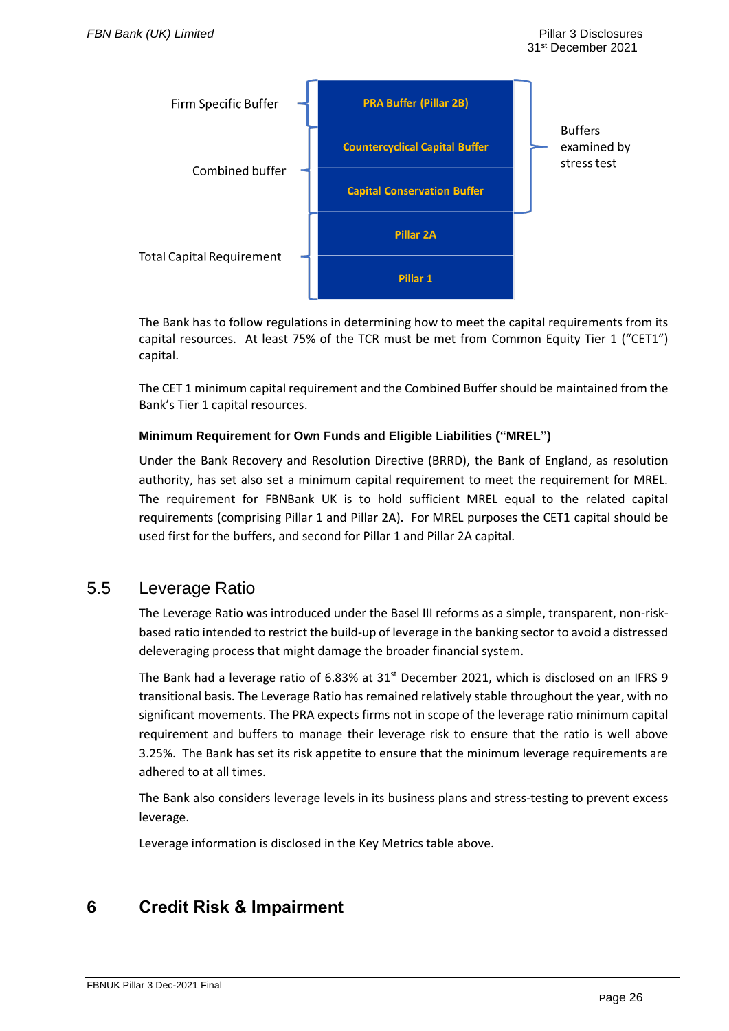| | | |
|---|---|---|
| Firm Specific Buffer | PRA Buffer (Pillar 2B) | Buffers examined by stress test |
| Combined buffer | Countercyclical Capital Buffer | |
| | Capital Conservation Buffer | |
| Total Capital Requirement | Pillar 2A | |
| | Pillar 1 | |

The Bank has to follow regulations in determining how to meet the capital requirements from its capital resources. At least 75% of the TCR must be met from Common Equity Tier 1 ("CET1") capital.

The CET 1 minimum capital requirement and the Combined Buffer should be maintained from the Bank's Tier 1 capital resources.

**Minimum Requirement for Own Funds and Eligible Liabilities ("MREL")**

Under the Bank Recovery and Resolution Directive (BRRD), the Bank of England, as resolution authority, has set also set a minimum capital requirement to meet the requirement for MREL. The requirement for FBNBank UK is to hold sufficient MREL equal to the related capital requirements (comprising Pillar 1 and Pillar 2A). For MREL purposes the CET1 capital should be used first for the buffers, and second for Pillar 1 and Pillar 2A capital.

## 5.5 Leverage Ratio

The Leverage Ratio was introduced under the Basel III reforms as a simple, transparent, non-risk-based ratio intended to restrict the build-up of leverage in the banking sector to avoid a distressed deleveraging process that might damage the broader financial system.

The Bank had a leverage ratio of 6.83% at 31st December 2021, which is disclosed on an IFRS 9 transitional basis. The Leverage Ratio has remained relatively stable throughout the year, with no significant movements. The PRA expects firms not in scope of the leverage ratio minimum capital requirement and buffers to manage their leverage risk to ensure that the ratio is well above 3.25%. The Bank has set its risk appetite to ensure that the minimum leverage requirements are adhered to at all times.

The Bank also considers leverage levels in its business plans and stress-testing to prevent excess leverage.

Leverage information is disclosed in the Key Metrics table above.

# 6 Credit Risk & Impairment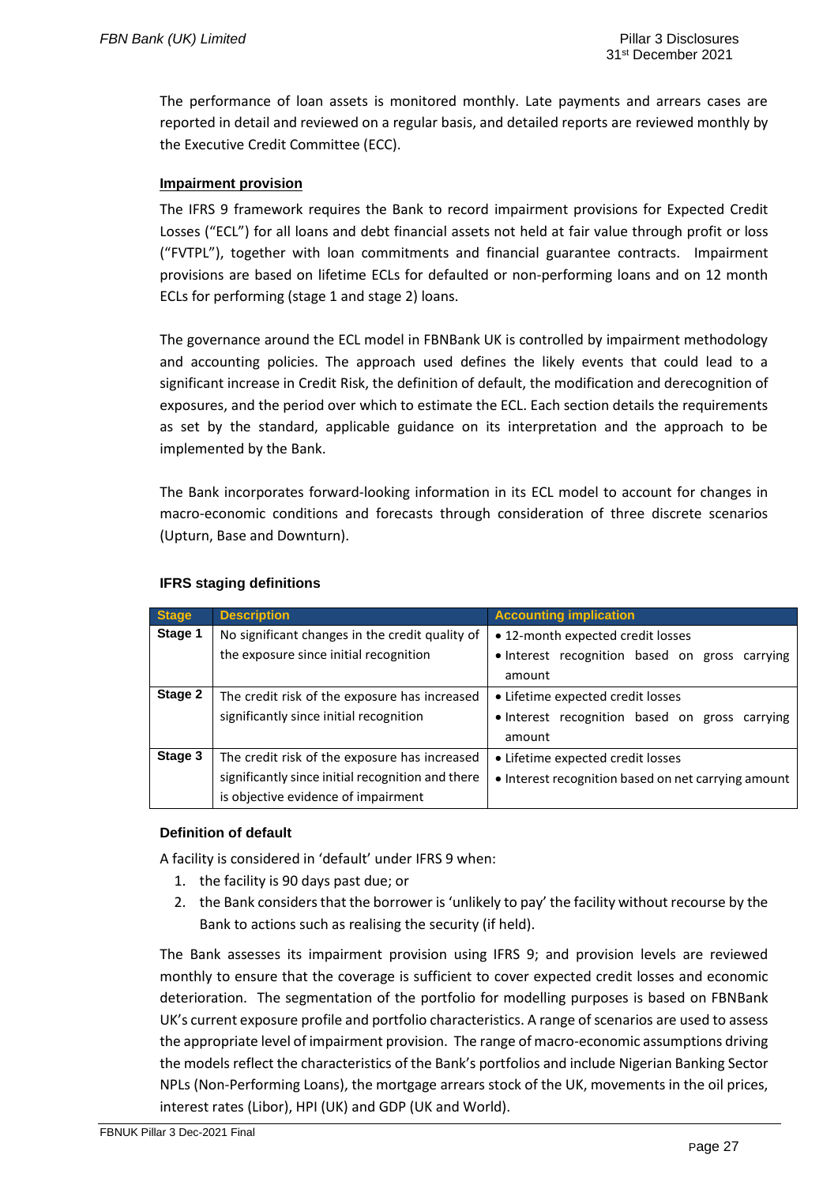The performance of loan assets is monitored monthly. Late payments and arrears cases are reported in detail and reviewed on a regular basis, and detailed reports are reviewed monthly by the Executive Credit Committee (ECC).

**Impairment provision**

The IFRS 9 framework requires the Bank to record impairment provisions for Expected Credit Losses ("ECL") for all loans and debt financial assets not held at fair value through profit or loss ("FVTPL"), together with loan commitments and financial guarantee contracts. Impairment provisions are based on lifetime ECLs for defaulted or non-performing loans and on 12 month ECLs for performing (stage 1 and stage 2) loans.

The governance around the ECL model in FBNBank UK is controlled by impairment methodology and accounting policies. The approach used defines the likely events that could lead to a significant increase in Credit Risk, the definition of default, the modification and derecognition of exposures, and the period over which to estimate the ECL. Each section details the requirements as set by the standard, applicable guidance on its interpretation and the approach to be implemented by the Bank.

The Bank incorporates forward-looking information in its ECL model to account for changes in macro-economic conditions and forecasts through consideration of three discrete scenarios (Upturn, Base and Downturn).

**IFRS staging definitions**

| Stage | Description | Accounting implication |
|---|---|---|
| **Stage 1** | No significant changes in the credit quality of the exposure since initial recognition | • 12-month expected credit losses<br>• Interest recognition based on gross carrying amount |
| **Stage 2** | The credit risk of the exposure has increased significantly since initial recognition | • Lifetime expected credit losses<br>• Interest recognition based on gross carrying amount |
| **Stage 3** | The credit risk of the exposure has increased significantly since initial recognition and there is objective evidence of impairment | • Lifetime expected credit losses<br>• Interest recognition based on net carrying amount |

**Definition of default**

A facility is considered in 'default' under IFRS 9 when:

1. the facility is 90 days past due; or
2. the Bank considers that the borrower is 'unlikely to pay' the facility without recourse by the Bank to actions such as realising the security (if held).

The Bank assesses its impairment provision using IFRS 9; and provision levels are reviewed monthly to ensure that the coverage is sufficient to cover expected credit losses and economic deterioration. The segmentation of the portfolio for modelling purposes is based on FBNBank UK's current exposure profile and portfolio characteristics. A range of scenarios are used to assess the appropriate level of impairment provision. The range of macro-economic assumptions driving the models reflect the characteristics of the Bank's portfolios and include Nigerian Banking Sector NPLs (Non-Performing Loans), the mortgage arrears stock of the UK, movements in the oil prices, interest rates (Libor), HPI (UK) and GDP (UK and World).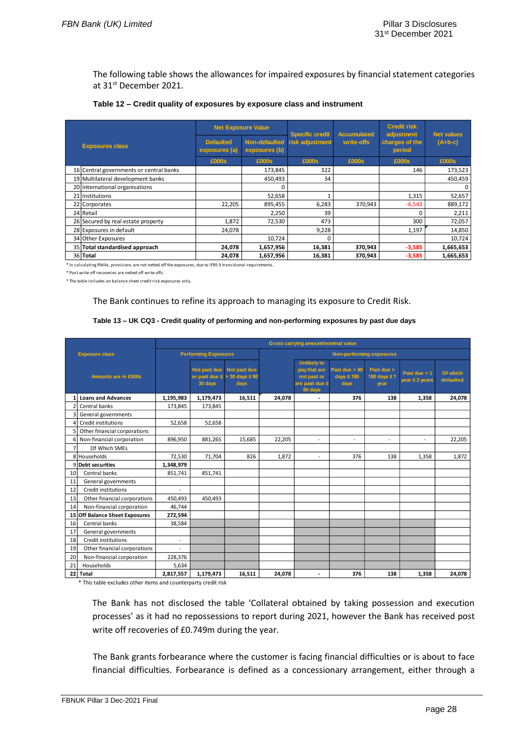The following table shows the allowances for impaired exposures by financial statement categories at 31st December 2021.

**Table 12 – Credit quality of exposures by exposure class and instrument**

| | Exposures class | Net Exposure Value | | Specific credit risk adjustment | Accumulated write-offs | Credit risk adjustment charges of the period | Net values (A+b-c) |
|---|---|---|---|---|---|---|---|
| | | Defaulted exposures (a) | Non-defaulted exposures (b) | | | | |
| | | £000s | £000s | £000s | £000s | £000s | £000s |
| 16 | Central governments or central banks | | 173,845 | 322 | | 146 | 173,523 |
| 19 | Multilateral development banks | | 450,493 | 34 | | | 450,459 |
| 20 | International organisations | | 0 | | | | 0 |
| 21 | Institutions | | 52,658 | 1 | | 1,315 | 52,657 |
| 22 | Corporates | 22,205 | 895,455 | 6,283 | 370,943 | -6,543 | 889,172 |
| 24 | Retail | | 2,250 | 39 | | 0 | 2,211 |
| 26 | Secured by real estate property | 1,872 | 72,530 | 473 | | 300 | 72,057 |
| 28 | Exposures in default | 24,078 | | 9,228 | | 1,197 | 14,850 |
| 34 | Other Exposures | | 10,724 | 0 | | | 10,724 |
| 35 | **Total standardised approach** | **24,078** | **1,657,956** | **16,381** | **370,943** | **-3,585** | **1,665,653** |
| 36 | **Total** | **24,078** | **1,657,956** | **16,381** | **370,943** | **-3,585** | **1,665,653** |

\* In calculating RWAs, provisions are not netted off the exposures, due to IFRS 9 transitional requirements.

\* Post write off recoveries are netted off write offs.

\* The table includes on balance sheet credit risk exposures only.

The Bank continues to refine its approach to managing its exposure to Credit Risk.

**Table 13 – UK CQ3 - Credit quality of performing and non-performing exposures by past due days**

| | Exposure class | Gross carrying amount/nominal value | | | | | | | | |
|---|---|---|---|---|---|---|---|---|---|---|
| | | Performing Exposures | | | Non-performing exposures | | | | | |
| | Amounts are in £000s | | Not past due or past due ≤ 30 days | Not past due > 30 days ≤ 90 days | | Unlikely to pay that are not past or are past due ≤ 90 days | Past due > 90 days ≤ 180 days | Past due > 180 days ≤ 1 year | Past due > 1 year ≤ 2 years | Of which defaulted |
| 1 | **Loans and Advances** | **1,195,983** | **1,179,473** | **16,511** | **24,078** | **-** | **376** | **138** | **1,358** | **24,078** |
| 2 | Central banks | 173,845 | 173,845 | | | | | | | |
| 3 | General governments | | | | | | | | | |
| 4 | Credit institutions | 52,658 | 52,658 | | | | | | | |
| 5 | Other financial corporations | | | | | | | | | |
| 6 | Non-financial corporation | 896,950 | 881,265 | 15,685 | 22,205 | - | - | - | - | 22,205 |
| 7 | Of Which SMEs | | | | | | | | | |
| 8 | Households | 72,530 | 71,704 | 826 | 1,872 | - | 376 | 138 | 1,358 | 1,872 |
| 9 | **Debt securities** | **1,348,979** | | | | | | | | |
| 10 | Central banks | 851,741 | 851,741 | | | | | | | |
| 11 | General governments | | | | | | | | | |
| 12 | Credit institutions | - | | | | | | | | |
| 13 | Other financial corporations | 450,493 | 450,493 | | | | | | | |
| 14 | Non-financial corporation | 46,744 | | | | | | | | |
| 15 | **Off Balance Sheet Exposures** | **272,594** | | | | | | | | |
| 16 | Central banks | 38,584 | | | | | | | | |
| 17 | General governments | | | | | | | | | |
| 18 | Credit institutions | - | | | | | | | | |
| 19 | Other financial corporations | - | | | | | | | | |
| 20 | Non-financial corporation | 228,376 | | | | | | | | |
| 21 | Households | 5,634 | | | | | | | | |
| 22 | **Total** | **2,817,557** | **1,179,473** | **16,511** | **24,078** | **-** | **376** | **138** | **1,358** | **24,078** |

\* This table excludes other items and counterparty credit risk

The Bank has not disclosed the table 'Collateral obtained by taking possession and execution processes' as it had no repossessions to report during 2021, however the Bank has received post write off recoveries of £0.749m during the year.

The Bank grants forbearance where the customer is facing financial difficulties or is about to face financial difficulties. Forbearance is defined as a concessionary arrangement, either through a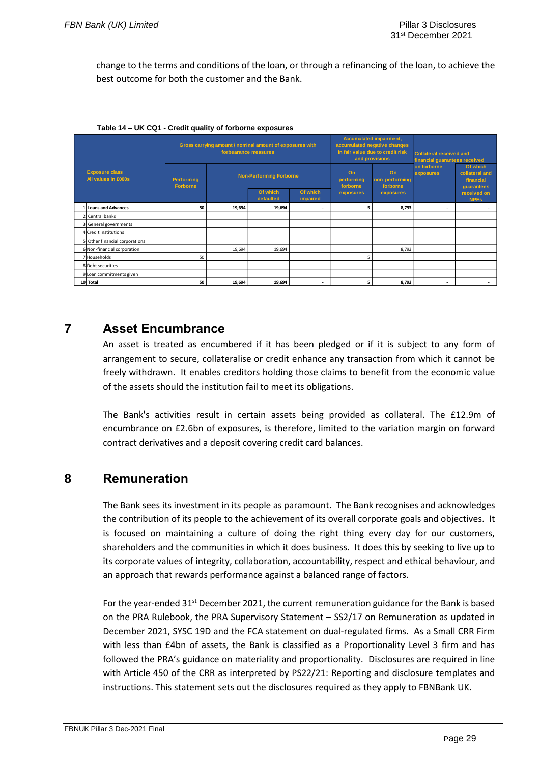change to the terms and conditions of the loan, or through a refinancing of the loan, to achieve the best outcome for both the customer and the Bank.

**Table 14 – UK CQ1 - Credit quality of forborne exposures**

| | Exposure class All values in £000s | Gross carrying amount / nominal amount of exposures with forbearance measures | | | | Accumulated impairment, accumulated negative changes in fair value due to credit risk and provisions | | Collateral received and financial guarantees received on forborne exposures | |
|---|---|---|---|---|---|---|---|---|---|
| | | Performing Forborne | Non-Performing Forborne | | | On performing forborne exposures | On non performing forborne exposures | | Of which collateral and financial guarantees received on NPEs |
| | | | | Of which defaulted | Of which impaired | | | | |
| 1 | **Loans and Advances** | **50** | **19,694** | **19,694** | **-** | **5** | **8,793** | **-** | **-** |
| 2 | Central banks | | | | | | | | |
| 3 | General governments | | | | | | | | |
| 4 | Credit institutions | | | | | | | | |
| 5 | Other financial corporations | | | | | | | | |
| 6 | Non-financial corporation | | 19,694 | 19,694 | | | 8,793 | | |
| 7 | Households | 50 | | | | 5 | | | |
| 8 | Debt securities | | | | | | | | |
| 9 | Loan commitments given | | | | | | | | |
| 10 | **Total** | **50** | **19,694** | **19,694** | **-** | **5** | **8,793** | **-** | **-** |

# 7 Asset Encumbrance

An asset is treated as encumbered if it has been pledged or if it is subject to any form of arrangement to secure, collateralise or credit enhance any transaction from which it cannot be freely withdrawn. It enables creditors holding those claims to benefit from the economic value of the assets should the institution fail to meet its obligations.

The Bank's activities result in certain assets being provided as collateral. The £12.9m of encumbrance on £2.6bn of exposures, is therefore, limited to the variation margin on forward contract derivatives and a deposit covering credit card balances.

# 8 Remuneration

The Bank sees its investment in its people as paramount. The Bank recognises and acknowledges the contribution of its people to the achievement of its overall corporate goals and objectives. It is focused on maintaining a culture of doing the right thing every day for our customers, shareholders and the communities in which it does business. It does this by seeking to live up to its corporate values of integrity, collaboration, accountability, respect and ethical behaviour, and an approach that rewards performance against a balanced range of factors.

For the year-ended 31st December 2021, the current remuneration guidance for the Bank is based on the PRA Rulebook, the PRA Supervisory Statement – SS2/17 on Remuneration as updated in December 2021, SYSC 19D and the FCA statement on dual-regulated firms. As a Small CRR Firm with less than £4bn of assets, the Bank is classified as a Proportionality Level 3 firm and has followed the PRA's guidance on materiality and proportionality. Disclosures are required in line with Article 450 of the CRR as interpreted by PS22/21: Reporting and disclosure templates and instructions. This statement sets out the disclosures required as they apply to FBNBank UK.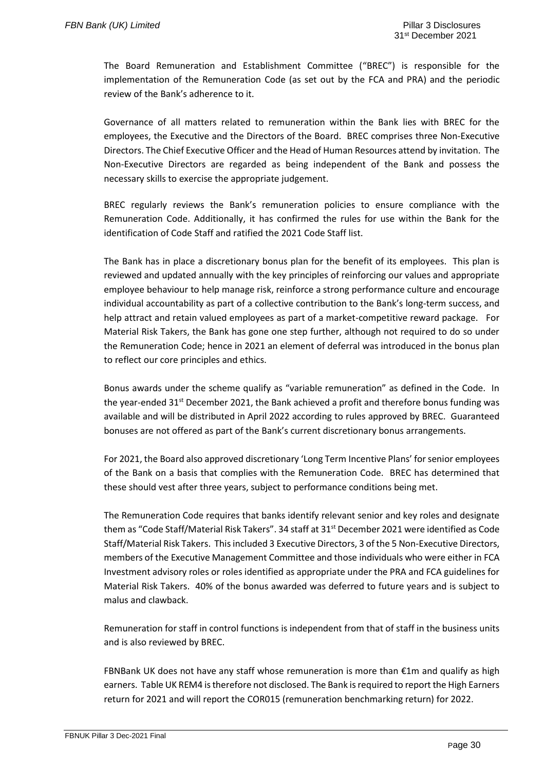The Board Remuneration and Establishment Committee ("BREC") is responsible for the implementation of the Remuneration Code (as set out by the FCA and PRA) and the periodic review of the Bank's adherence to it.

Governance of all matters related to remuneration within the Bank lies with BREC for the employees, the Executive and the Directors of the Board. BREC comprises three Non-Executive Directors. The Chief Executive Officer and the Head of Human Resources attend by invitation. The Non-Executive Directors are regarded as being independent of the Bank and possess the necessary skills to exercise the appropriate judgement.

BREC regularly reviews the Bank's remuneration policies to ensure compliance with the Remuneration Code. Additionally, it has confirmed the rules for use within the Bank for the identification of Code Staff and ratified the 2021 Code Staff list.

The Bank has in place a discretionary bonus plan for the benefit of its employees. This plan is reviewed and updated annually with the key principles of reinforcing our values and appropriate employee behaviour to help manage risk, reinforce a strong performance culture and encourage individual accountability as part of a collective contribution to the Bank's long-term success, and help attract and retain valued employees as part of a market-competitive reward package. For Material Risk Takers, the Bank has gone one step further, although not required to do so under the Remuneration Code; hence in 2021 an element of deferral was introduced in the bonus plan to reflect our core principles and ethics.

Bonus awards under the scheme qualify as "variable remuneration" as defined in the Code. In the year-ended 31st December 2021, the Bank achieved a profit and therefore bonus funding was available and will be distributed in April 2022 according to rules approved by BREC. Guaranteed bonuses are not offered as part of the Bank's current discretionary bonus arrangements.

For 2021, the Board also approved discretionary 'Long Term Incentive Plans' for senior employees of the Bank on a basis that complies with the Remuneration Code. BREC has determined that these should vest after three years, subject to performance conditions being met.

The Remuneration Code requires that banks identify relevant senior and key roles and designate them as "Code Staff/Material Risk Takers". 34 staff at 31st December 2021 were identified as Code Staff/Material Risk Takers. This included 3 Executive Directors, 3 of the 5 Non-Executive Directors, members of the Executive Management Committee and those individuals who were either in FCA Investment advisory roles or roles identified as appropriate under the PRA and FCA guidelines for Material Risk Takers. 40% of the bonus awarded was deferred to future years and is subject to malus and clawback.

Remuneration for staff in control functions is independent from that of staff in the business units and is also reviewed by BREC.

FBNBank UK does not have any staff whose remuneration is more than €1m and qualify as high earners. Table UK REM4 is therefore not disclosed. The Bank is required to report the High Earners return for 2021 and will report the COR015 (remuneration benchmarking return) for 2022.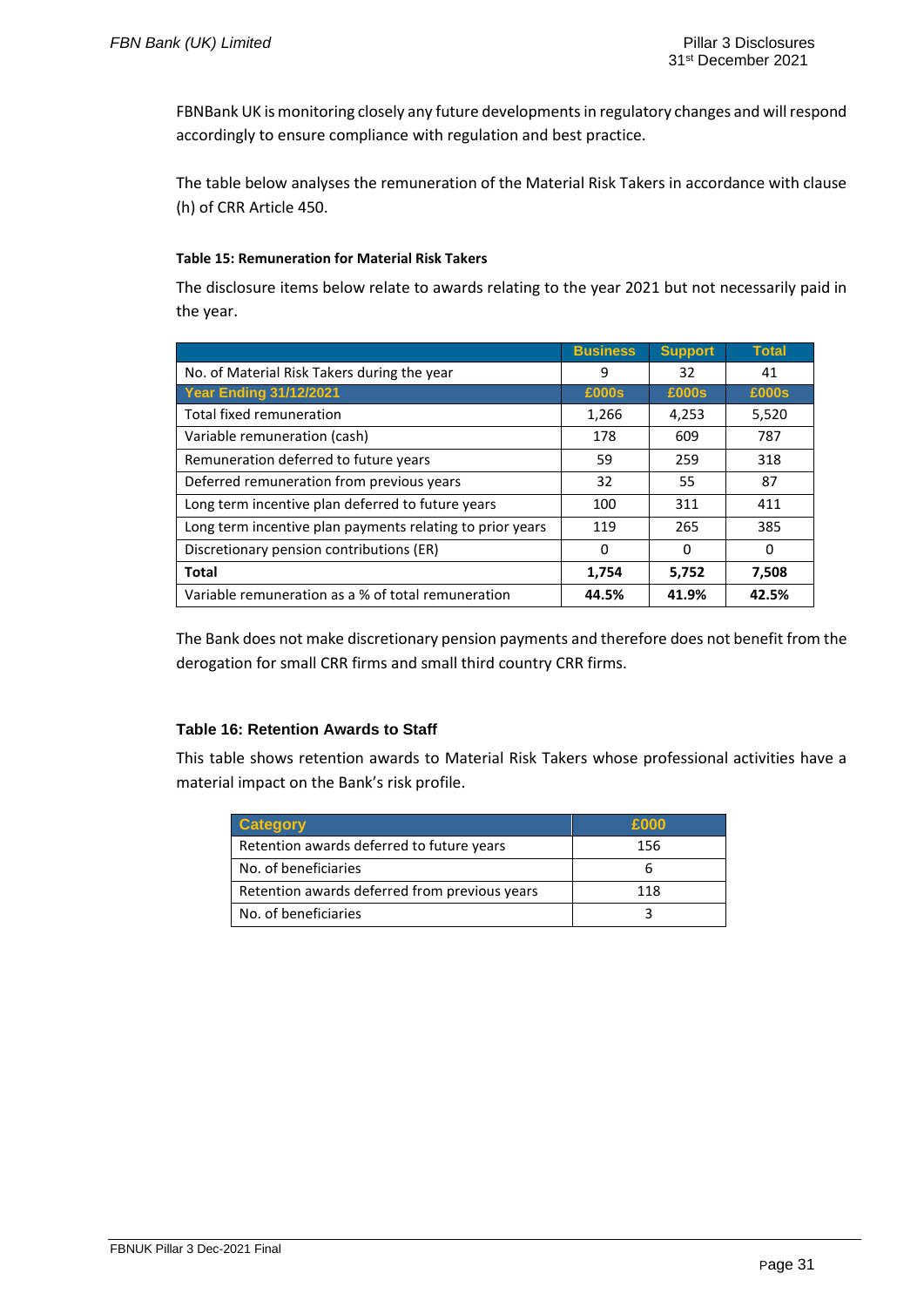FBNBank UK is monitoring closely any future developments in regulatory changes and will respond accordingly to ensure compliance with regulation and best practice.

The table below analyses the remuneration of the Material Risk Takers in accordance with clause (h) of CRR Article 450.

#### Table 15: Remuneration for Material Risk Takers

The disclosure items below relate to awards relating to the year 2021 but not necessarily paid in the year.

| | Business | Support | Total |
|---|---|---|---|
| No. of Material Risk Takers during the year | 9 | 32 | 41 |
| **Year Ending 31/12/2021** | **£000s** | **£000s** | **£000s** |
| Total fixed remuneration | 1,266 | 4,253 | 5,520 |
| Variable remuneration (cash) | 178 | 609 | 787 |
| Remuneration deferred to future years | 59 | 259 | 318 |
| Deferred remuneration from previous years | 32 | 55 | 87 |
| Long term incentive plan deferred to future years | 100 | 311 | 411 |
| Long term incentive plan payments relating to prior years | 119 | 265 | 385 |
| Discretionary pension contributions (ER) | 0 | 0 | 0 |
| **Total** | **1,754** | **5,752** | **7,508** |
| Variable remuneration as a % of total remuneration | **44.5%** | **41.9%** | **42.5%** |

The Bank does not make discretionary pension payments and therefore does not benefit from the derogation for small CRR firms and small third country CRR firms.

#### Table 16: Retention Awards to Staff

This table shows retention awards to Material Risk Takers whose professional activities have a material impact on the Bank's risk profile.

| Category | £000 |
|---|---|
| Retention awards deferred to future years | 156 |
| No. of beneficiaries | 6 |
| Retention awards deferred from previous years | 118 |
| No. of beneficiaries | 3 |